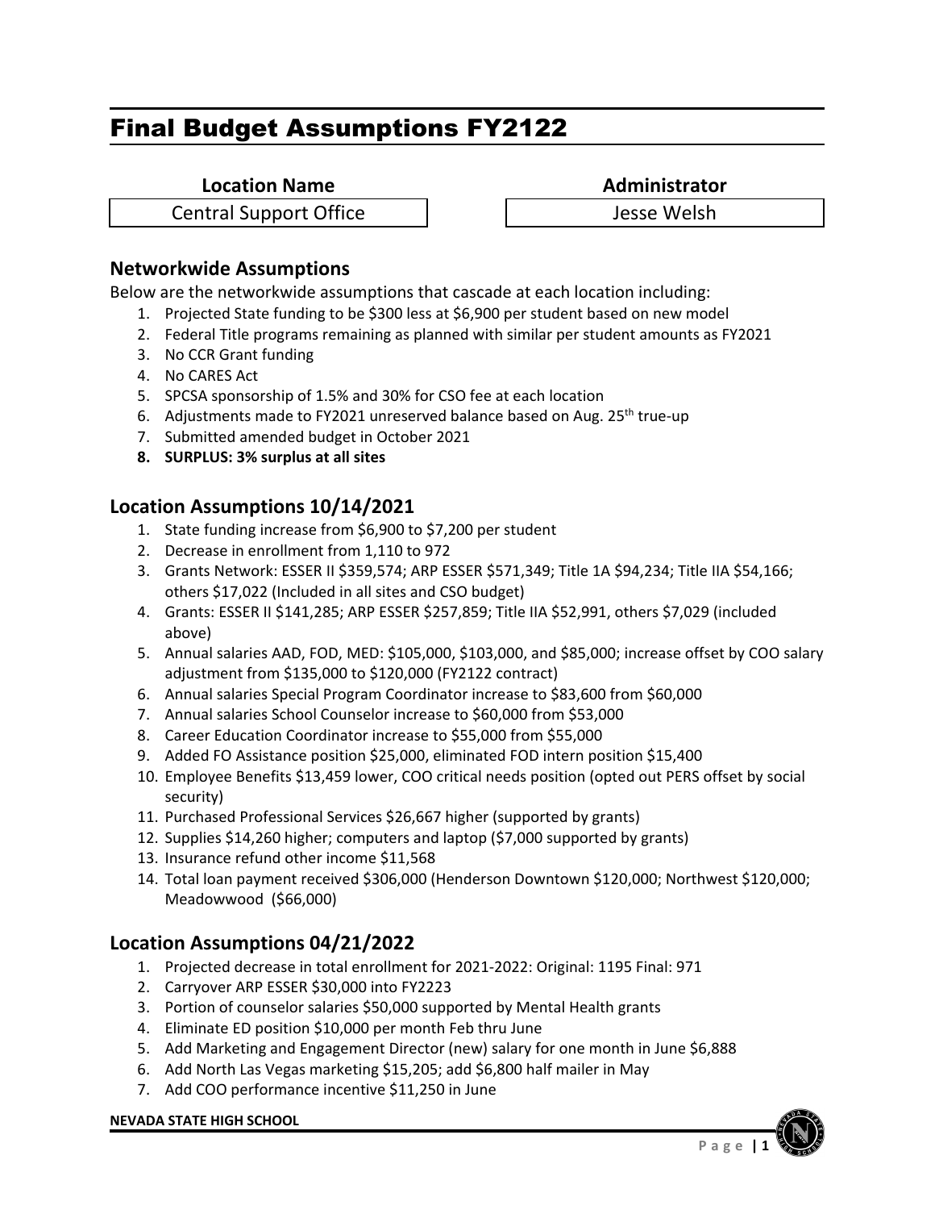# Final Budget Assumptions FY2122

| Location Name | Administrator |
| --- | --- |
| Central Support Office | Jesse Welsh |

## Networkwide Assumptions

Below are the networkwide assumptions that cascade at each location including:

1. Projected State funding to be $300 less at $6,900 per student based on new model
2. Federal Title programs remaining as planned with similar per student amounts as FY2021
3. No CCR Grant funding
4. No CARES Act
5. SPCSA sponsorship of 1.5% and 30% for CSO fee at each location
6. Adjustments made to FY2021 unreserved balance based on Aug. 25th true-up
7. Submitted amended budget in October 2021
8. **SURPLUS: 3% surplus at all sites**

## Location Assumptions 10/14/2021

1. State funding increase from $6,900 to $7,200 per student
2. Decrease in enrollment from 1,110 to 972
3. Grants Network: ESSER II $359,574; ARP ESSER $571,349; Title 1A $94,234; Title IIA $54,166; others $17,022 (Included in all sites and CSO budget)
4. Grants: ESSER II $141,285; ARP ESSER $257,859; Title IIA $52,991, others $7,029 (included above)
5. Annual salaries AAD, FOD, MED: $105,000, $103,000, and $85,000; increase offset by COO salary adjustment from $135,000 to $120,000 (FY2122 contract)
6. Annual salaries Special Program Coordinator increase to $83,600 from $60,000
7. Annual salaries School Counselor increase to $60,000 from $53,000
8. Career Education Coordinator increase to $55,000 from $55,000
9. Added FO Assistance position $25,000, eliminated FOD intern position $15,400
10. Employee Benefits $13,459 lower, COO critical needs position (opted out PERS offset by social security)
11. Purchased Professional Services $26,667 higher (supported by grants)
12. Supplies $14,260 higher; computers and laptop ($7,000 supported by grants)
13. Insurance refund other income $11,568
14. Total loan payment received $306,000 (Henderson Downtown $120,000; Northwest $120,000; Meadowwood ($66,000)

## Location Assumptions 04/21/2022

1. Projected decrease in total enrollment for 2021-2022: Original: 1195 Final: 971
2. Carryover ARP ESSER $30,000 into FY2223
3. Portion of counselor salaries $50,000 supported by Mental Health grants
4. Eliminate ED position $10,000 per month Feb thru June
5. Add Marketing and Engagement Director (new) salary for one month in June $6,888
6. Add North Las Vegas marketing $15,205; add $6,800 half mailer in May
7. Add COO performance incentive $11,250 in June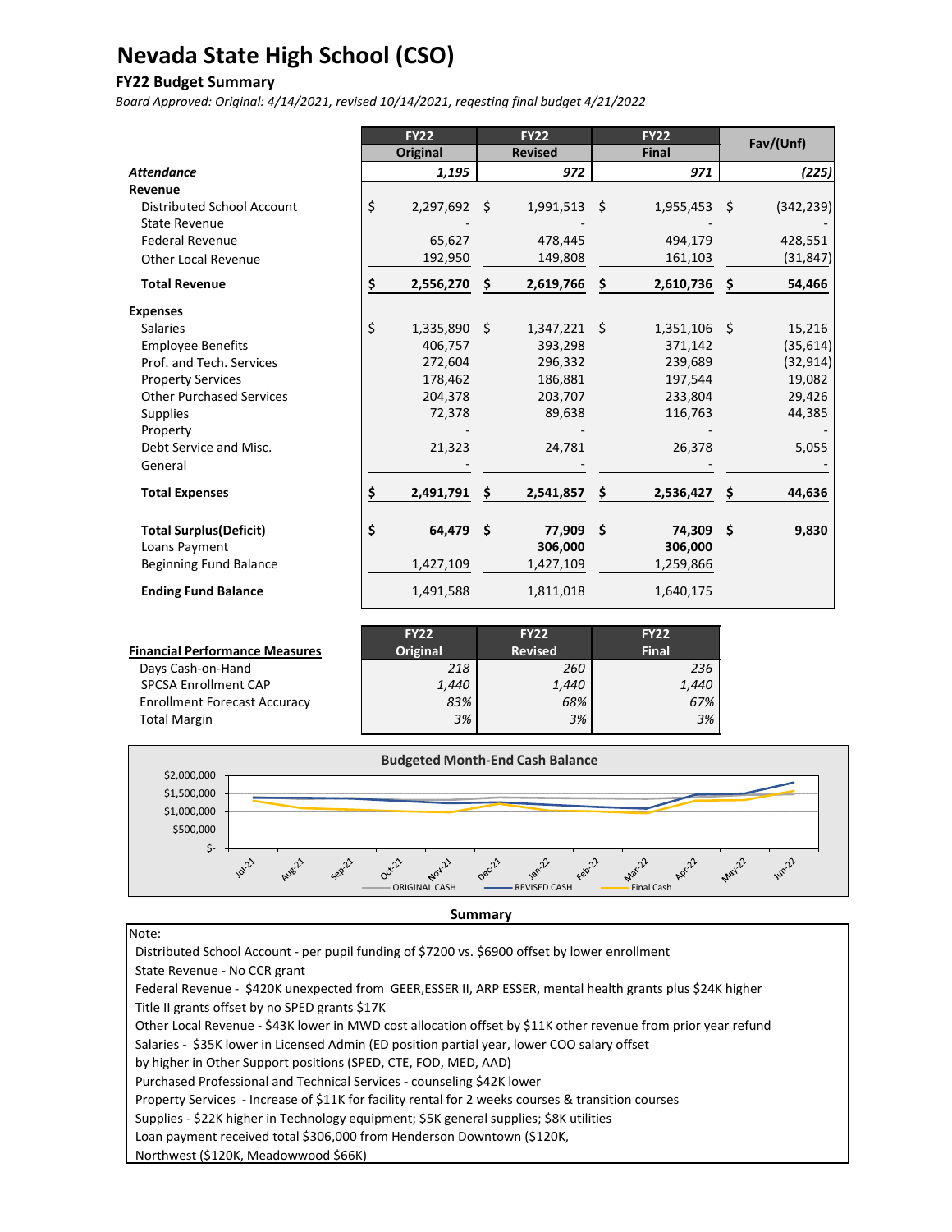# Nevada State High School (CSO)

## FY22 Budget Summary

*Board Approved: Original: 4/14/2021, revised 10/14/2021, reqesting final budget 4/21/2022*

| | FY22 Original | FY22 Revised | FY22 Final | Fav/(Unf) |
|---|---|---|---|---|
| ***Attendance*** | *1,195* | *972* | *971* | *(225)* |
| **Revenue** | | | | |
| Distributed School Account | $ 2,297,692 | $ 1,991,513 | $ 1,955,453 | $ (342,239) |
| State Revenue | - | - | - | - |
| Federal Revenue | 65,627 | 478,445 | 494,179 | 428,551 |
| Other Local Revenue | 192,950 | 149,808 | 161,103 | (31,847) |
| **Total Revenue** | **$ 2,556,270** | **$ 2,619,766** | **$ 2,610,736** | **$ 54,466** |
| **Expenses** | | | | |
| Salaries | $ 1,335,890 | $ 1,347,221 | $ 1,351,106 | $ 15,216 |
| Employee Benefits | 406,757 | 393,298 | 371,142 | (35,614) |
| Prof. and Tech. Services | 272,604 | 296,332 | 239,689 | (32,914) |
| Property Services | 178,462 | 186,881 | 197,544 | 19,082 |
| Other Purchased Services | 204,378 | 203,707 | 233,804 | 29,426 |
| Supplies | 72,378 | 89,638 | 116,763 | 44,385 |
| Property | - | - | - | - |
| Debt Service and Misc. | 21,323 | 24,781 | 26,378 | 5,055 |
| General | - | - | - | - |
| **Total Expenses** | **$ 2,491,791** | **$ 2,541,857** | **$ 2,536,427** | **$ 44,636** |
| **Total Surplus(Deficit)** | **$ 64,479** | **$ 77,909** | **$ 74,309** | **$ 9,830** |
| Loans Payment | | **306,000** | **306,000** | |
| Beginning Fund Balance | 1,427,109 | 1,427,109 | 1,259,866 | |
| **Ending Fund Balance** | 1,491,588 | 1,811,018 | 1,640,175 | |

| **Financial Performance Measures** | FY22 Original | FY22 Revised | FY22 Final |
|---|---|---|---|
| Days Cash-on-Hand | *218* | *260* | *236* |
| SPCSA Enrollment CAP | *1,440* | *1,440* | *1,440* |
| Enrollment Forecast Accuracy | *83%* | *68%* | *67%* |
| Total Margin | *3%* | *3%* | *3%* |

**Budgeted Month-End Cash Balance**

**Summary**

Note:

Distributed School Account - per pupil funding of $7200 vs. $6900 offset by lower enrollment

State Revenue - No CCR grant

Federal Revenue - $420K unexpected from GEER,ESSER II, ARP ESSER, mental health grants plus $24K higher Title II grants offset by no SPED grants $17K

Other Local Revenue - $43K lower in MWD cost allocation offset by $11K other revenue from prior year refund

Salaries - $35K lower in Licensed Admin (ED position partial year, lower COO salary offset by higher in Other Support positions (SPED, CTE, FOD, MED, AAD)

Purchased Professional and Technical Services - counseling $42K lower

Property Services - Increase of $11K for facility rental for 2 weeks courses & transition courses

Supplies - $22K higher in Technology equipment; $5K general supplies; $8K utilities

Loan payment received total $306,000 from Henderson Downtown ($120K, Northwest ($120K, Meadowwood $66K)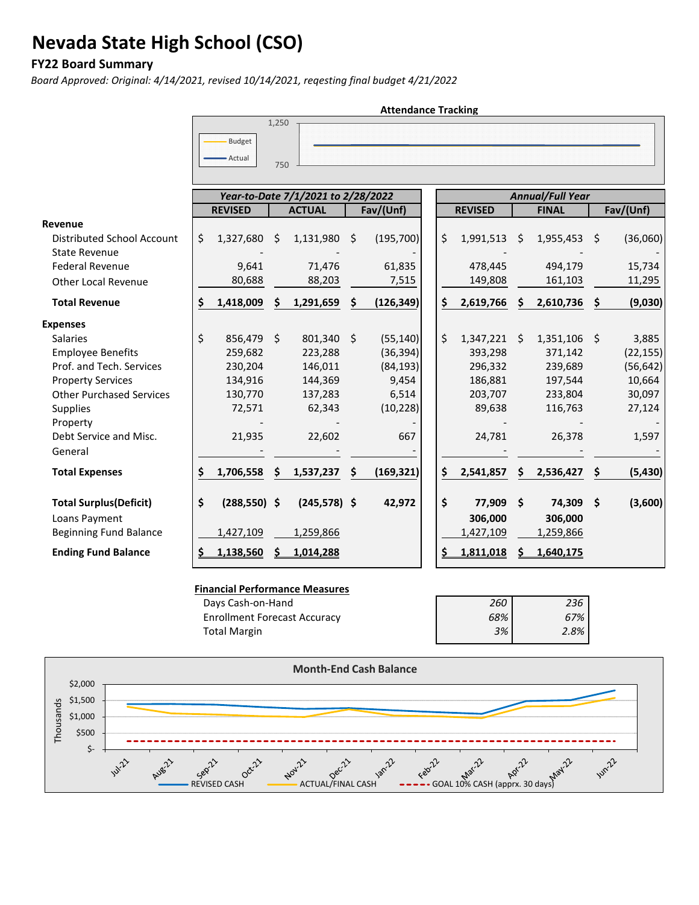# Nevada State High School (CSO)

## FY22 Board Summary

*Board Approved: Original: 4/14/2021, revised 10/14/2021, reqesting final budget 4/21/2022*

**Attendance Tracking**

| | *Year-to-Date 7/1/2021 to 2/28/2022* | | | *Annual/Full Year* | | |
|---|---|---|---|---|---|---|
| | **REVISED** | **ACTUAL** | **Fav/(Unf)** | **REVISED** | **FINAL** | **Fav/(Unf)** |
| **Revenue** | | | | | | |
| Distributed School Account | $ 1,327,680 | $ 1,131,980 | $ (195,700) | $ 1,991,513 | $ 1,955,453 | $ (36,060) |
| State Revenue | - | - | - | - | - | - |
| Federal Revenue | 9,641 | 71,476 | 61,835 | 478,445 | 494,179 | 15,734 |
| Other Local Revenue | 80,688 | 88,203 | 7,515 | 149,808 | 161,103 | 11,295 |
| **Total Revenue** | **$ 1,418,009** | **$ 1,291,659** | **$ (126,349)** | **$ 2,619,766** | **$ 2,610,736** | **$ (9,030)** |
| **Expenses** | | | | | | |
| Salaries | $ 856,479 | $ 801,340 | $ (55,140) | $ 1,347,221 | $ 1,351,106 | $ 3,885 |
| Employee Benefits | 259,682 | 223,288 | (36,394) | 393,298 | 371,142 | (22,155) |
| Prof. and Tech. Services | 230,204 | 146,011 | (84,193) | 296,332 | 239,689 | (56,642) |
| Property Services | 134,916 | 144,369 | 9,454 | 186,881 | 197,544 | 10,664 |
| Other Purchased Services | 130,770 | 137,283 | 6,514 | 203,707 | 233,804 | 30,097 |
| Supplies | 72,571 | 62,343 | (10,228) | 89,638 | 116,763 | 27,124 |
| Property | - | - | - | - | - | - |
| Debt Service and Misc. | 21,935 | 22,602 | 667 | 24,781 | 26,378 | 1,597 |
| General | - | - | - | - | - | - |
| **Total Expenses** | **$ 1,706,558** | **$ 1,537,237** | **$ (169,321)** | **$ 2,541,857** | **$ 2,536,427** | **$ (5,430)** |
| **Total Surplus(Deficit)** | **$ (288,550)** | **$ (245,578)** | **$ 42,972** | **$ 77,909** | **$ 74,309** | **$ (3,600)** |
| Loans Payment | | | | **306,000** | **306,000** | |
| Beginning Fund Balance | 1,427,109 | 1,259,866 | | 1,427,109 | 1,259,866 | |
| **Ending Fund Balance** | **$ 1,138,560** | **$ 1,014,288** | | **$ 1,811,018** | **$ 1,640,175** | |

**Financial Performance Measures**

| | | |
|---|---|---|
| Days Cash-on-Hand | *260* | *236* |
| Enrollment Forecast Accuracy | *68%* | *67%* |
| Total Margin | *3%* | *2.8%* |

**Month-End Cash Balance**

Thousands: $2,000; $1,500; $1,000; $500; $-

Jul-21, Aug-21, Sep-21, Oct-21, Nov-21, Dec-21, Jan-22, Feb-22, Mar-22, Apr-22, May-22, Jun-22

REVISED CASH — ACTUAL/FINAL CASH — GOAL 10% CASH (apprx. 30 days)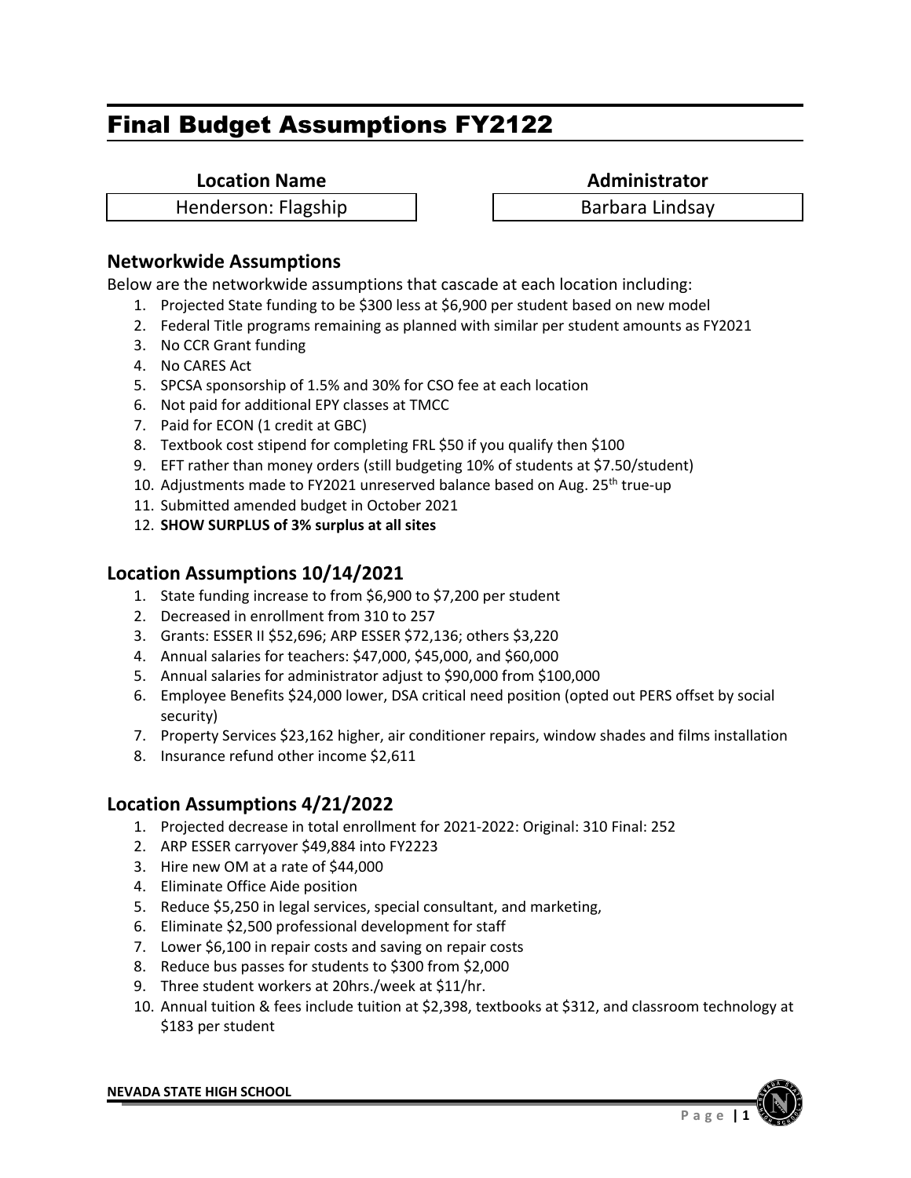# Final Budget Assumptions FY2122

| Location Name | Administrator |
|---|---|
| Henderson: Flagship | Barbara Lindsay |

## Networkwide Assumptions

Below are the networkwide assumptions that cascade at each location including:

1. Projected State funding to be $300 less at $6,900 per student based on new model
2. Federal Title programs remaining as planned with similar per student amounts as FY2021
3. No CCR Grant funding
4. No CARES Act
5. SPCSA sponsorship of 1.5% and 30% for CSO fee at each location
6. Not paid for additional EPY classes at TMCC
7. Paid for ECON (1 credit at GBC)
8. Textbook cost stipend for completing FRL $50 if you qualify then $100
9. EFT rather than money orders (still budgeting 10% of students at $7.50/student)
10. Adjustments made to FY2021 unreserved balance based on Aug. 25th true-up
11. Submitted amended budget in October 2021
12. **SHOW SURPLUS of 3% surplus at all sites**

## Location Assumptions 10/14/2021

1. State funding increase to from $6,900 to $7,200 per student
2. Decreased in enrollment from 310 to 257
3. Grants: ESSER II $52,696; ARP ESSER $72,136; others $3,220
4. Annual salaries for teachers: $47,000, $45,000, and $60,000
5. Annual salaries for administrator adjust to $90,000 from $100,000
6. Employee Benefits $24,000 lower, DSA critical need position (opted out PERS offset by social security)
7. Property Services $23,162 higher, air conditioner repairs, window shades and films installation
8. Insurance refund other income $2,611

## Location Assumptions 4/21/2022

1. Projected decrease in total enrollment for 2021-2022: Original: 310 Final: 252
2. ARP ESSER carryover $49,884 into FY2223
3. Hire new OM at a rate of $44,000
4. Eliminate Office Aide position
5. Reduce $5,250 in legal services, special consultant, and marketing,
6. Eliminate $2,500 professional development for staff
7. Lower $6,100 in repair costs and saving on repair costs
8. Reduce bus passes for students to $300 from $2,000
9. Three student workers at 20hrs./week at $11/hr.
10. Annual tuition & fees include tuition at $2,398, textbooks at $312, and classroom technology at $183 per student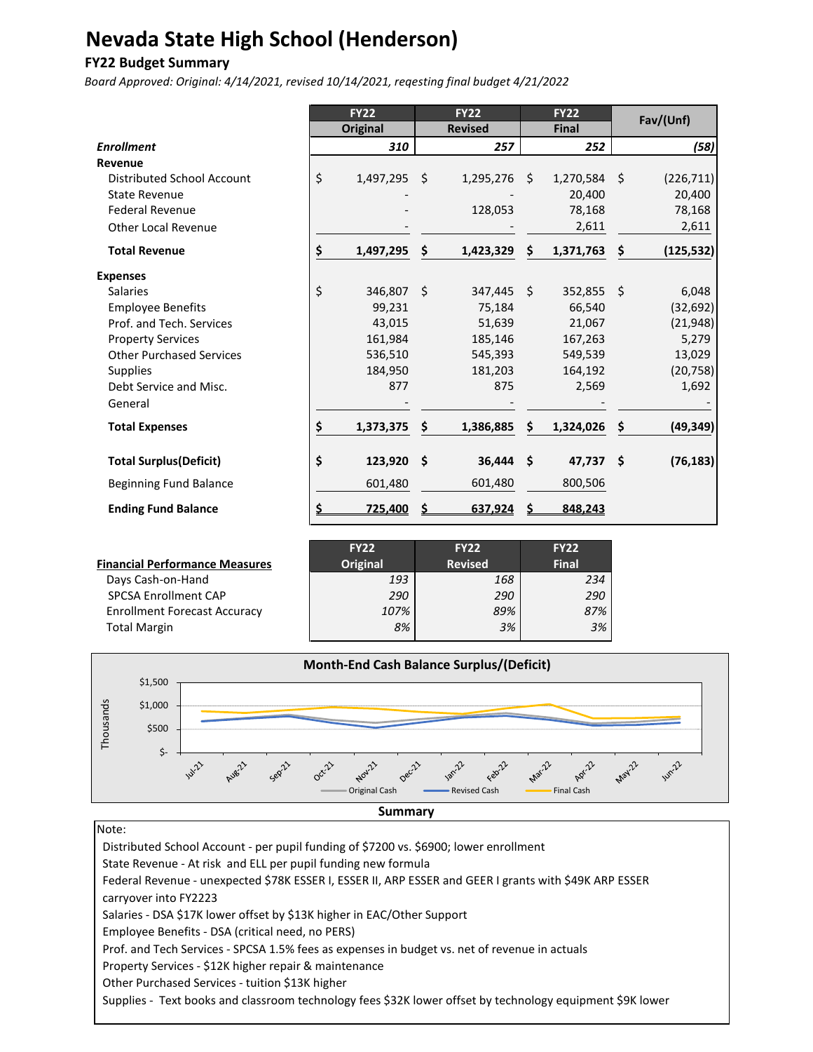# Nevada State High School (Henderson)

## FY22 Budget Summary

*Board Approved: Original: 4/14/2021, revised 10/14/2021, reqesting final budget 4/21/2022*

| | FY22 Original | FY22 Revised | FY22 Final | Fav/(Unf) |
|---|---|---|---|---|
| ***Enrollment*** | *310* | *257* | *252* | *(58)* |
| **Revenue** | | | | |
| Distributed School Account | $ 1,497,295 | $ 1,295,276 | $ 1,270,584 | $ (226,711) |
| State Revenue | - | - | 20,400 | 20,400 |
| Federal Revenue | - | 128,053 | 78,168 | 78,168 |
| Other Local Revenue | - | - | 2,611 | 2,611 |
| **Total Revenue** | **$ 1,497,295** | **$ 1,423,329** | **$ 1,371,763** | **$ (125,532)** |
| **Expenses** | | | | |
| Salaries | $ 346,807 | $ 347,445 | $ 352,855 | $ 6,048 |
| Employee Benefits | 99,231 | 75,184 | 66,540 | (32,692) |
| Prof. and Tech. Services | 43,015 | 51,639 | 21,067 | (21,948) |
| Property Services | 161,984 | 185,146 | 167,263 | 5,279 |
| Other Purchased Services | 536,510 | 545,393 | 549,539 | 13,029 |
| Supplies | 184,950 | 181,203 | 164,192 | (20,758) |
| Debt Service and Misc. | 877 | 875 | 2,569 | 1,692 |
| General | - | - | - | - |
| **Total Expenses** | **$ 1,373,375** | **$ 1,386,885** | **$ 1,324,026** | **$ (49,349)** |
| **Total Surplus(Deficit)** | **$ 123,920** | **$ 36,444** | **$ 47,737** | **$ (76,183)** |
| Beginning Fund Balance | 601,480 | 601,480 | 800,506 | |
| **Ending Fund Balance** | **$ 725,400** | **$ 637,924** | **$ 848,243** | |

| **Financial Performance Measures** | FY22 Original | FY22 Revised | FY22 Final |
|---|---|---|---|
| Days Cash-on-Hand | *193* | *168* | *234* |
| SPCSA Enrollment CAP | *290* | *290* | *290* |
| Enrollment Forecast Accuracy | *107%* | *89%* | *87%* |
| Total Margin | *8%* | *3%* | *3%* |

**Month-End Cash Balance Surplus/(Deficit)**

**Summary**

Note:

Distributed School Account - per pupil funding of $7200 vs. $6900; lower enrollment
State Revenue - At risk and ELL per pupil funding new formula
Federal Revenue - unexpected $78K ESSER I, ESSER II, ARP ESSER and GEER I grants with $49K ARP ESSER carryover into FY2223
Salaries - DSA $17K lower offset by $13K higher in EAC/Other Support
Employee Benefits - DSA (critical need, no PERS)
Prof. and Tech Services - SPCSA 1.5% fees as expenses in budget vs. net of revenue in actuals
Property Services - $12K higher repair & maintenance
Other Purchased Services - tuition $13K higher
Supplies - Text books and classroom technology fees $32K lower offset by technology equipment $9K lower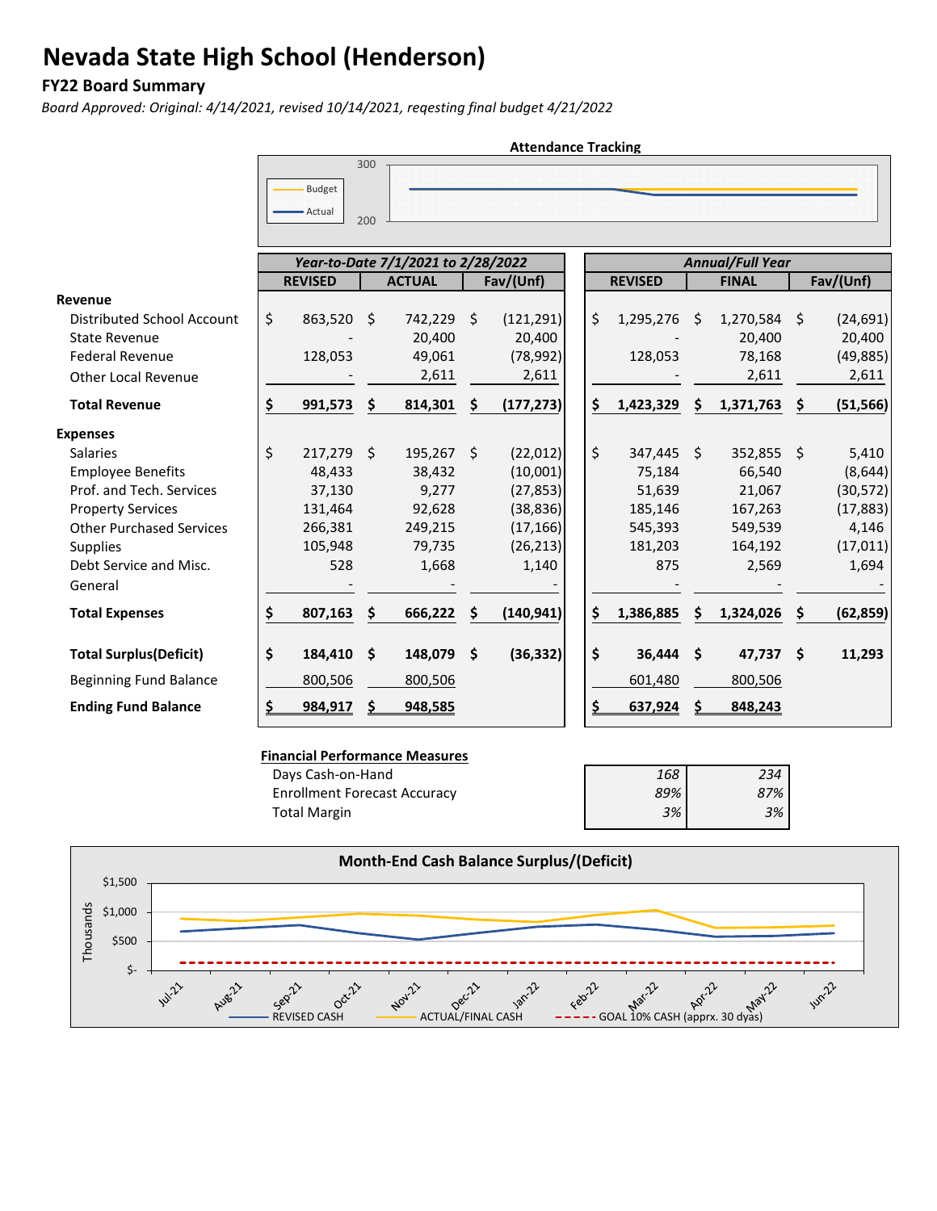# Nevada State High School (Henderson)

## FY22 Board Summary

*Board Approved: Original: 4/14/2021, revised 10/14/2021, reqesting final budget 4/21/2022*

**Attendance Tracking**

| | *Year-to-Date 7/1/2021 to 2/28/2022* | | | *Annual/Full Year* | | |
|---|---|---|---|---|---|---|
| | **REVISED** | **ACTUAL** | **Fav/(Unf)** | **REVISED** | **FINAL** | **Fav/(Unf)** |
| **Revenue** | | | | | | |
| Distributed School Account | $ 863,520 | $ 742,229 | $ (121,291) | $ 1,295,276 | $ 1,270,584 | $ (24,691) |
| State Revenue | - | 20,400 | 20,400 | - | 20,400 | 20,400 |
| Federal Revenue | 128,053 | 49,061 | (78,992) | 128,053 | 78,168 | (49,885) |
| Other Local Revenue | - | 2,611 | 2,611 | - | 2,611 | 2,611 |
| **Total Revenue** | **$ 991,573** | **$ 814,301** | **$ (177,273)** | **$ 1,423,329** | **$ 1,371,763** | **$ (51,566)** |
| **Expenses** | | | | | | |
| Salaries | $ 217,279 | $ 195,267 | $ (22,012) | $ 347,445 | $ 352,855 | $ 5,410 |
| Employee Benefits | 48,433 | 38,432 | (10,001) | 75,184 | 66,540 | (8,644) |
| Prof. and Tech. Services | 37,130 | 9,277 | (27,853) | 51,639 | 21,067 | (30,572) |
| Property Services | 131,464 | 92,628 | (38,836) | 185,146 | 167,263 | (17,883) |
| Other Purchased Services | 266,381 | 249,215 | (17,166) | 545,393 | 549,539 | 4,146 |
| Supplies | 105,948 | 79,735 | (26,213) | 181,203 | 164,192 | (17,011) |
| Debt Service and Misc. | 528 | 1,668 | 1,140 | 875 | 2,569 | 1,694 |
| General | - | - | - | - | - | - |
| **Total Expenses** | **$ 807,163** | **$ 666,222** | **$ (140,941)** | **$ 1,386,885** | **$ 1,324,026** | **$ (62,859)** |
| **Total Surplus(Deficit)** | **$ 184,410** | **$ 148,079** | **$ (36,332)** | **$ 36,444** | **$ 47,737** | **$ 11,293** |
| Beginning Fund Balance | 800,506 | 800,506 | | 601,480 | 800,506 | |
| **Ending Fund Balance** | **$ 984,917** | **$ 948,585** | | **$ 637,924** | **$ 848,243** | |

**Financial Performance Measures**

| | | |
|---|---|---|
| Days Cash-on-Hand | *168* | *234* |
| Enrollment Forecast Accuracy | *89%* | *87%* |
| Total Margin | *3%* | *3%* |

**Month-End Cash Balance Surplus/(Deficit)**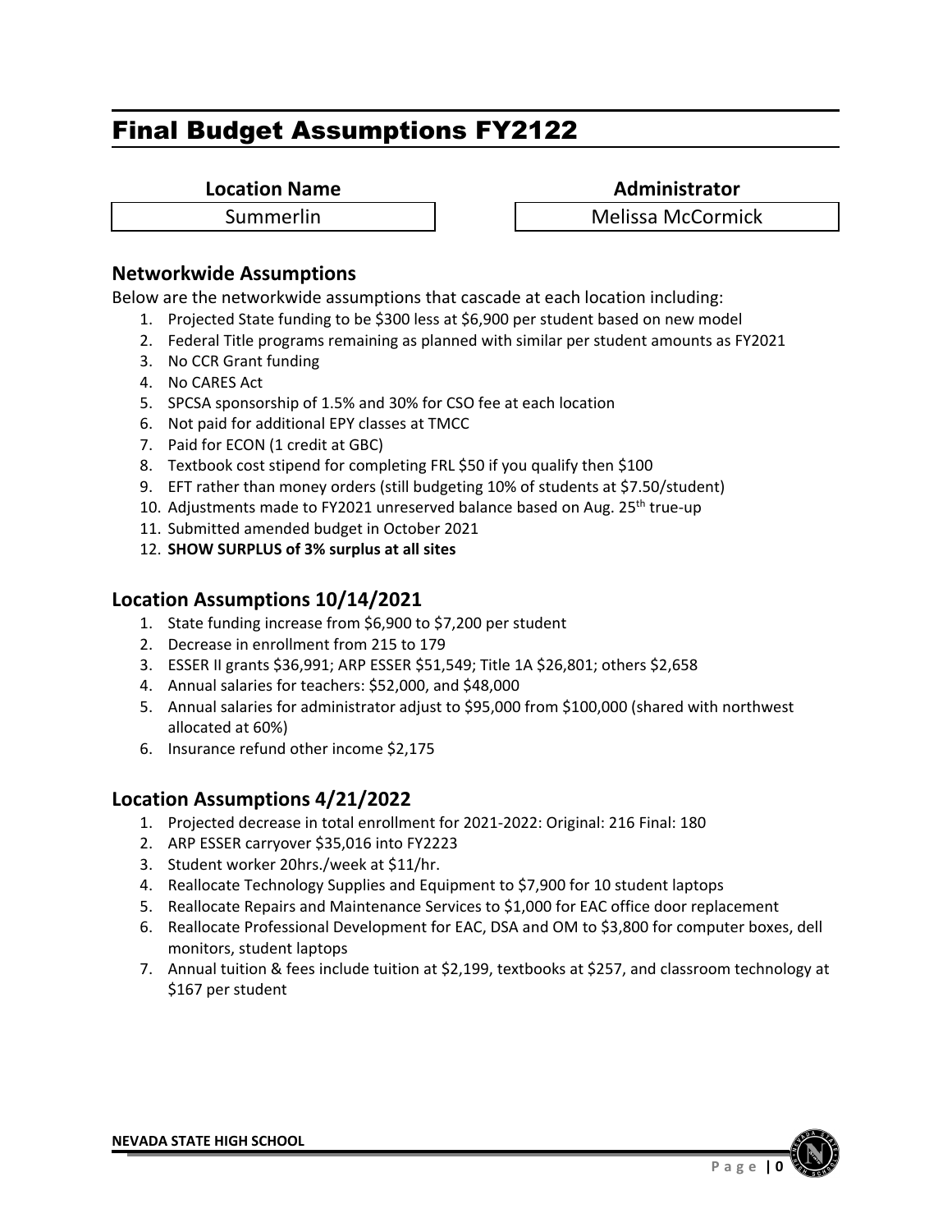# Final Budget Assumptions FY2122

| Location Name | Administrator |
| --- | --- |
| Summerlin | Melissa McCormick |

## Networkwide Assumptions

Below are the networkwide assumptions that cascade at each location including:

1. Projected State funding to be $300 less at $6,900 per student based on new model
2. Federal Title programs remaining as planned with similar per student amounts as FY2021
3. No CCR Grant funding
4. No CARES Act
5. SPCSA sponsorship of 1.5% and 30% for CSO fee at each location
6. Not paid for additional EPY classes at TMCC
7. Paid for ECON (1 credit at GBC)
8. Textbook cost stipend for completing FRL $50 if you qualify then $100
9. EFT rather than money orders (still budgeting 10% of students at $7.50/student)
10. Adjustments made to FY2021 unreserved balance based on Aug. 25th true-up
11. Submitted amended budget in October 2021
12. **SHOW SURPLUS of 3% surplus at all sites**

## Location Assumptions 10/14/2021

1. State funding increase from $6,900 to $7,200 per student
2. Decrease in enrollment from 215 to 179
3. ESSER II grants $36,991; ARP ESSER $51,549; Title 1A $26,801; others $2,658
4. Annual salaries for teachers: $52,000, and $48,000
5. Annual salaries for administrator adjust to $95,000 from $100,000 (shared with northwest allocated at 60%)
6. Insurance refund other income $2,175

## Location Assumptions 4/21/2022

1. Projected decrease in total enrollment for 2021-2022: Original: 216 Final: 180
2. ARP ESSER carryover $35,016 into FY2223
3. Student worker 20hrs./week at $11/hr.
4. Reallocate Technology Supplies and Equipment to $7,900 for 10 student laptops
5. Reallocate Repairs and Maintenance Services to $1,000 for EAC office door replacement
6. Reallocate Professional Development for EAC, DSA and OM to $3,800 for computer boxes, dell monitors, student laptops
7. Annual tuition & fees include tuition at $2,199, textbooks at $257, and classroom technology at $167 per student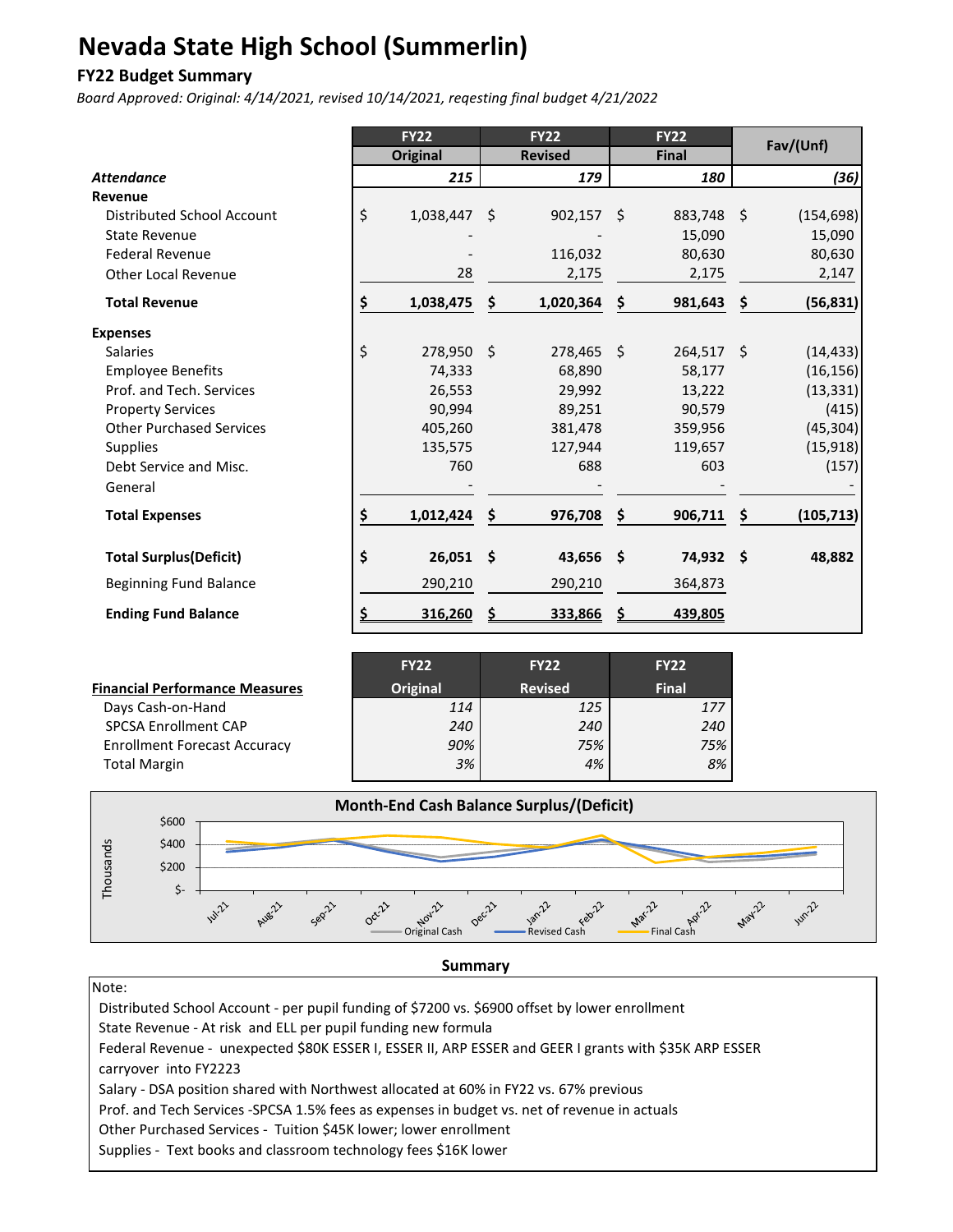# Nevada State High School (Summerlin)

### FY22 Budget Summary

*Board Approved: Original: 4/14/2021, revised 10/14/2021, reqesting final budget 4/21/2022*

| | FY22 Original | FY22 Revised | FY22 Final | Fav/(Unf) |
|---|---|---|---|---|
| ***Attendance*** | ***215*** | ***179*** | ***180*** | ***(36)*** |
| **Revenue** | | | | |
| Distributed School Account | $ 1,038,447 | $ 902,157 | $ 883,748 | $ (154,698) |
| State Revenue | - | - | 15,090 | 15,090 |
| Federal Revenue | - | 116,032 | 80,630 | 80,630 |
| Other Local Revenue | 28 | 2,175 | 2,175 | 2,147 |
| **Total Revenue** | **$ 1,038,475** | **$ 1,020,364** | **$ 981,643** | **$ (56,831)** |
| **Expenses** | | | | |
| Salaries | $ 278,950 | $ 278,465 | $ 264,517 | $ (14,433) |
| Employee Benefits | 74,333 | 68,890 | 58,177 | (16,156) |
| Prof. and Tech. Services | 26,553 | 29,992 | 13,222 | (13,331) |
| Property Services | 90,994 | 89,251 | 90,579 | (415) |
| Other Purchased Services | 405,260 | 381,478 | 359,956 | (45,304) |
| Supplies | 135,575 | 127,944 | 119,657 | (15,918) |
| Debt Service and Misc. | 760 | 688 | 603 | (157) |
| General | - | - | - | - |
| **Total Expenses** | **$ 1,012,424** | **$ 976,708** | **$ 906,711** | **$ (105,713)** |
| **Total Surplus(Deficit)** | **$ 26,051** | **$ 43,656** | **$ 74,932** | **$ 48,882** |
| Beginning Fund Balance | 290,210 | 290,210 | 364,873 | |
| **Ending Fund Balance** | **$ 316,260** | **$ 333,866** | **$ 439,805** | |

| **Financial Performance Measures** | FY22 Original | FY22 Revised | FY22 Final |
|---|---|---|---|
| Days Cash-on-Hand | *114* | *125* | *177* |
| SPCSA Enrollment CAP | *240* | *240* | *240* |
| Enrollment Forecast Accuracy | *90%* | *75%* | *75%* |
| Total Margin | *3%* | *4%* | *8%* |

**Month-End Cash Balance Surplus/(Deficit)**

### Summary

Note:

- Distributed School Account - per pupil funding of $7200 vs. $6900 offset by lower enrollment
- State Revenue - At risk and ELL per pupil funding new formula
- Federal Revenue - unexpected $80K ESSER I, ESSER II, ARP ESSER and GEER I grants with $35K ARP ESSER carryover into FY2223
- Salary - DSA position shared with Northwest allocated at 60% in FY22 vs. 67% previous
- Prof. and Tech Services -SPCSA 1.5% fees as expenses in budget vs. net of revenue in actuals
- Other Purchased Services - Tuition $45K lower; lower enrollment
- Supplies - Text books and classroom technology fees $16K lower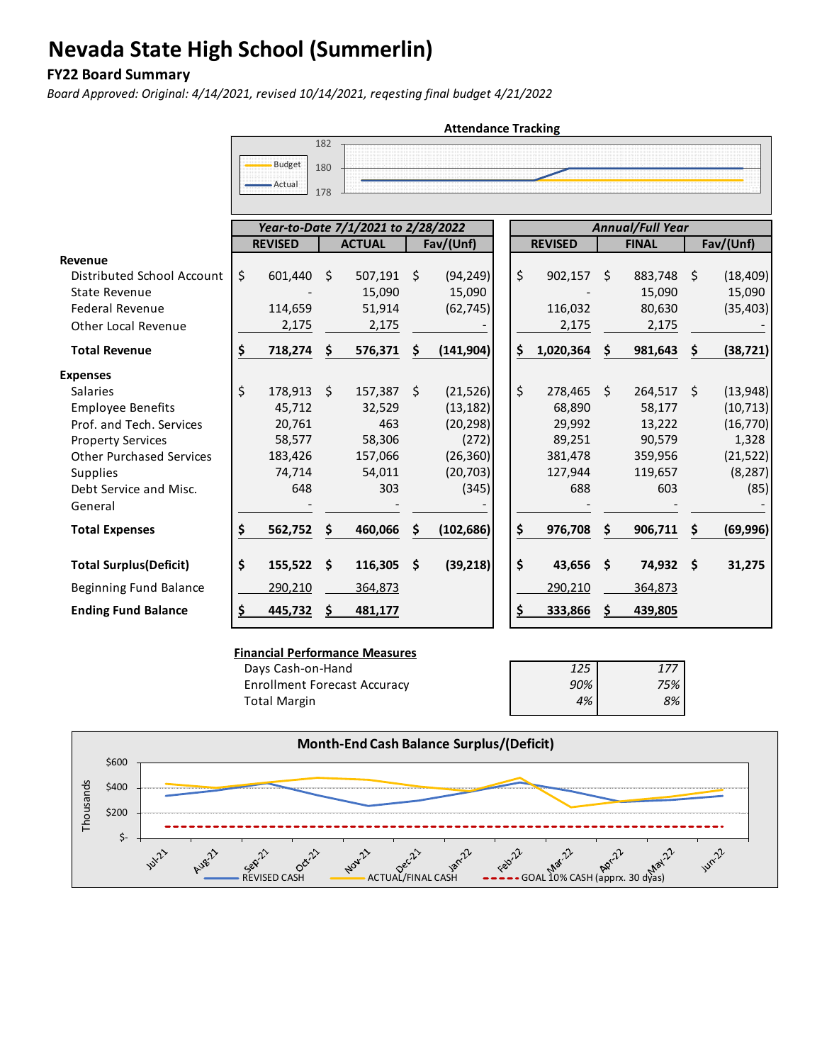# Nevada State High School (Summerlin)

## FY22 Board Summary

*Board Approved: Original: 4/14/2021, revised 10/14/2021, reqesting final budget 4/21/2022*

**Attendance Tracking**

| | *Year-to-Date 7/1/2021 to 2/28/2022* | | | *Annual/Full Year* | | |
|---|---|---|---|---|---|---|
| | **REVISED** | **ACTUAL** | **Fav/(Unf)** | **REVISED** | **FINAL** | **Fav/(Unf)** |
| **Revenue** | | | | | | |
| Distributed School Account | $ 601,440 | $ 507,191 | $ (94,249) | $ 902,157 | $ 883,748 | $ (18,409) |
| State Revenue | - | 15,090 | 15,090 | - | 15,090 | 15,090 |
| Federal Revenue | 114,659 | 51,914 | (62,745) | 116,032 | 80,630 | (35,403) |
| Other Local Revenue | 2,175 | 2,175 | - | 2,175 | 2,175 | - |
| **Total Revenue** | **$ 718,274** | **$ 576,371** | **$ (141,904)** | **$ 1,020,364** | **$ 981,643** | **$ (38,721)** |
| **Expenses** | | | | | | |
| Salaries | $ 178,913 | $ 157,387 | $ (21,526) | $ 278,465 | $ 264,517 | $ (13,948) |
| Employee Benefits | 45,712 | 32,529 | (13,182) | 68,890 | 58,177 | (10,713) |
| Prof. and Tech. Services | 20,761 | 463 | (20,298) | 29,992 | 13,222 | (16,770) |
| Property Services | 58,577 | 58,306 | (272) | 89,251 | 90,579 | 1,328 |
| Other Purchased Services | 183,426 | 157,066 | (26,360) | 381,478 | 359,956 | (21,522) |
| Supplies | 74,714 | 54,011 | (20,703) | 127,944 | 119,657 | (8,287) |
| Debt Service and Misc. | 648 | 303 | (345) | 688 | 603 | (85) |
| General | - | - | - | - | - | - |
| **Total Expenses** | **$ 562,752** | **$ 460,066** | **$ (102,686)** | **$ 976,708** | **$ 906,711** | **$ (69,996)** |
| **Total Surplus(Deficit)** | **$ 155,522** | **$ 116,305** | **$ (39,218)** | **$ 43,656** | **$ 74,932** | **$ 31,275** |
| Beginning Fund Balance | 290,210 | 364,873 | | 290,210 | 364,873 | |
| **Ending Fund Balance** | **$ 445,732** | **$ 481,177** | | **$ 333,866** | **$ 439,805** | |

**Financial Performance Measures**

| | | |
|---|---|---|
| Days Cash-on-Hand | *125* | *177* |
| Enrollment Forecast Accuracy | *90%* | *75%* |
| Total Margin | *4%* | *8%* |

**Month-End Cash Balance Surplus/(Deficit)**

REVISED CASH — ACTUAL/FINAL CASH — GOAL 10% CASH (apprx. 30 dyas)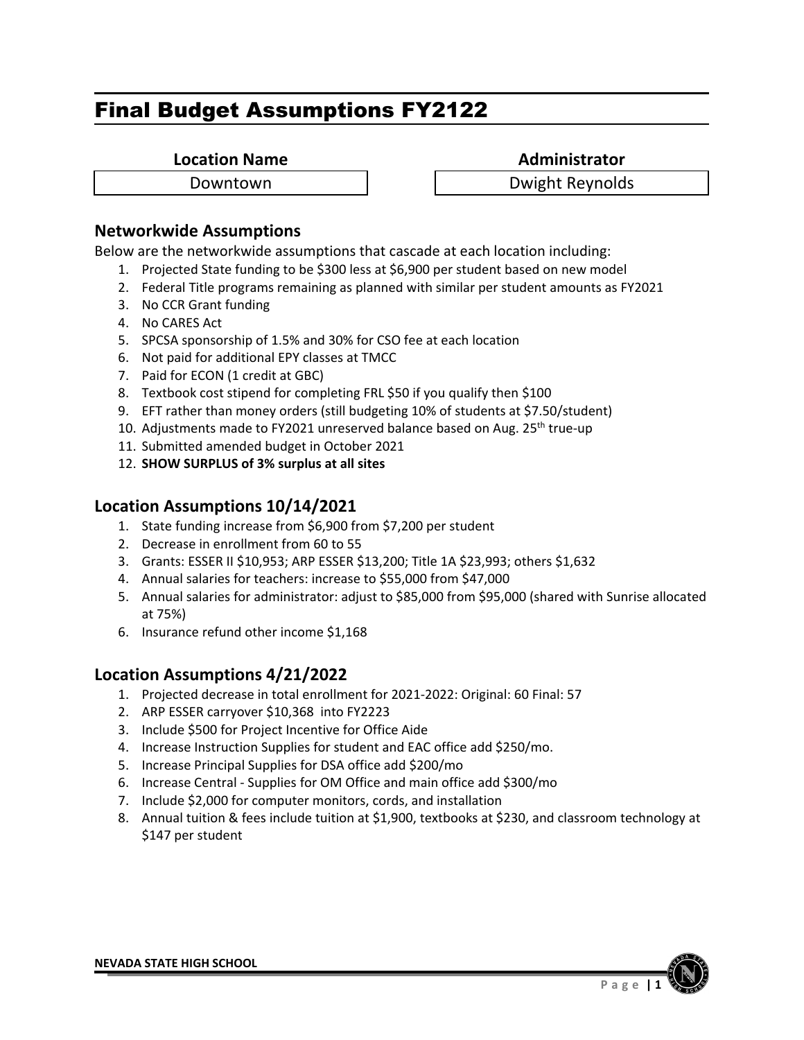# Final Budget Assumptions FY2122

| Location Name | Administrator |
| --- | --- |
| Downtown | Dwight Reynolds |

## Networkwide Assumptions

Below are the networkwide assumptions that cascade at each location including:

1. Projected State funding to be $300 less at $6,900 per student based on new model
2. Federal Title programs remaining as planned with similar per student amounts as FY2021
3. No CCR Grant funding
4. No CARES Act
5. SPCSA sponsorship of 1.5% and 30% for CSO fee at each location
6. Not paid for additional EPY classes at TMCC
7. Paid for ECON (1 credit at GBC)
8. Textbook cost stipend for completing FRL $50 if you qualify then $100
9. EFT rather than money orders (still budgeting 10% of students at $7.50/student)
10. Adjustments made to FY2021 unreserved balance based on Aug. 25th true-up
11. Submitted amended budget in October 2021
12. **SHOW SURPLUS of 3% surplus at all sites**

## Location Assumptions 10/14/2021

1. State funding increase from $6,900 from $7,200 per student
2. Decrease in enrollment from 60 to 55
3. Grants: ESSER II $10,953; ARP ESSER $13,200; Title 1A $23,993; others $1,632
4. Annual salaries for teachers: increase to $55,000 from $47,000
5. Annual salaries for administrator: adjust to $85,000 from $95,000 (shared with Sunrise allocated at 75%)
6. Insurance refund other income $1,168

## Location Assumptions 4/21/2022

1. Projected decrease in total enrollment for 2021-2022: Original: 60 Final: 57
2. ARP ESSER carryover $10,368 into FY2223
3. Include $500 for Project Incentive for Office Aide
4. Increase Instruction Supplies for student and EAC office add $250/mo.
5. Increase Principal Supplies for DSA office add $200/mo
6. Increase Central - Supplies for OM Office and main office add $300/mo
7. Include $2,000 for computer monitors, cords, and installation
8. Annual tuition & fees include tuition at $1,900, textbooks at $230, and classroom technology at $147 per student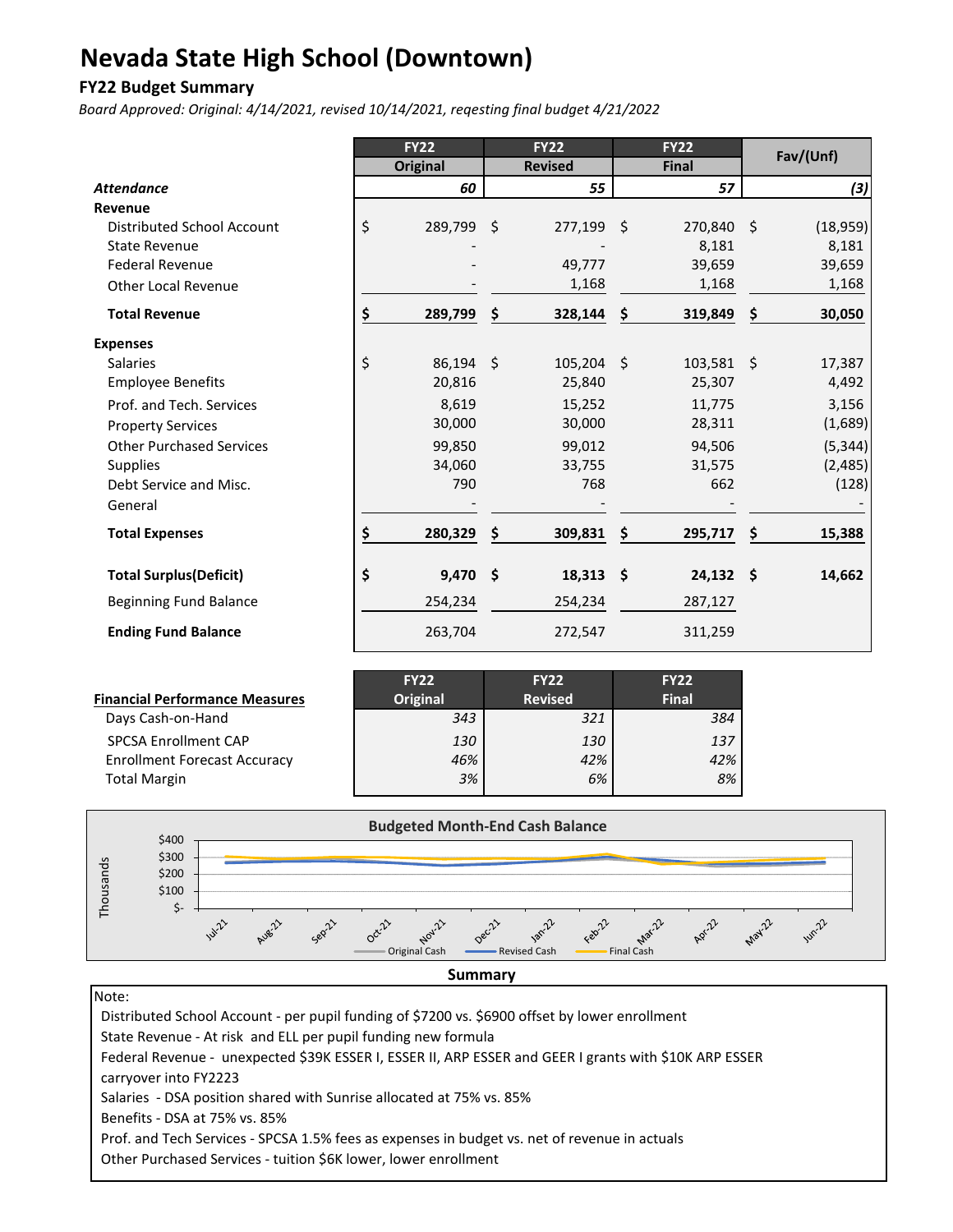# Nevada State High School (Downtown)

### FY22 Budget Summary

*Board Approved: Original: 4/14/2021, revised 10/14/2021, reqesting final budget 4/21/2022*

| | FY22 Original | FY22 Revised | FY22 Final | Fav/(Unf) |
|---|---|---|---|---|
| ***Attendance*** | *60* | *55* | *57* | *(3)* |
| **Revenue** | | | | |
| Distributed School Account | $ 289,799 | $ 277,199 | $ 270,840 | $ (18,959) |
| State Revenue | - | - | 8,181 | 8,181 |
| Federal Revenue | - | 49,777 | 39,659 | 39,659 |
| Other Local Revenue | - | 1,168 | 1,168 | 1,168 |
| **Total Revenue** | **$ 289,799** | **$ 328,144** | **$ 319,849** | **$ 30,050** |
| **Expenses** | | | | |
| Salaries | $ 86,194 | $ 105,204 | $ 103,581 | $ 17,387 |
| Employee Benefits | 20,816 | 25,840 | 25,307 | 4,492 |
| Prof. and Tech. Services | 8,619 | 15,252 | 11,775 | 3,156 |
| Property Services | 30,000 | 30,000 | 28,311 | (1,689) |
| Other Purchased Services | 99,850 | 99,012 | 94,506 | (5,344) |
| Supplies | 34,060 | 33,755 | 31,575 | (2,485) |
| Debt Service and Misc. | 790 | 768 | 662 | (128) |
| General | - | - | - | - |
| **Total Expenses** | **$ 280,329** | **$ 309,831** | **$ 295,717** | **$ 15,388** |
| **Total Surplus(Deficit)** | **$ 9,470** | **$ 18,313** | **$ 24,132** | **$ 14,662** |
| Beginning Fund Balance | 254,234 | 254,234 | 287,127 | |
| **Ending Fund Balance** | 263,704 | 272,547 | 311,259 | |

| **Financial Performance Measures** | FY22 Original | FY22 Revised | FY22 Final |
|---|---|---|---|
| Days Cash-on-Hand | *343* | *321* | *384* |
| SPCSA Enrollment CAP | *130* | *130* | *137* |
| Enrollment Forecast Accuracy | *46%* | *42%* | *42%* |
| Total Margin | *3%* | *6%* | *8%* |

**Budgeted Month-End Cash Balance**

**Summary**

Note:

Distributed School Account - per pupil funding of $7200 vs. $6900 offset by lower enrollment

State Revenue - At risk and ELL per pupil funding new formula

Federal Revenue - unexpected $39K ESSER I, ESSER II, ARP ESSER and GEER I grants with $10K ARP ESSER carryover into FY2223

Salaries - DSA position shared with Sunrise allocated at 75% vs. 85%

Benefits - DSA at 75% vs. 85%

Prof. and Tech Services - SPCSA 1.5% fees as expenses in budget vs. net of revenue in actuals

Other Purchased Services - tuition $6K lower, lower enrollment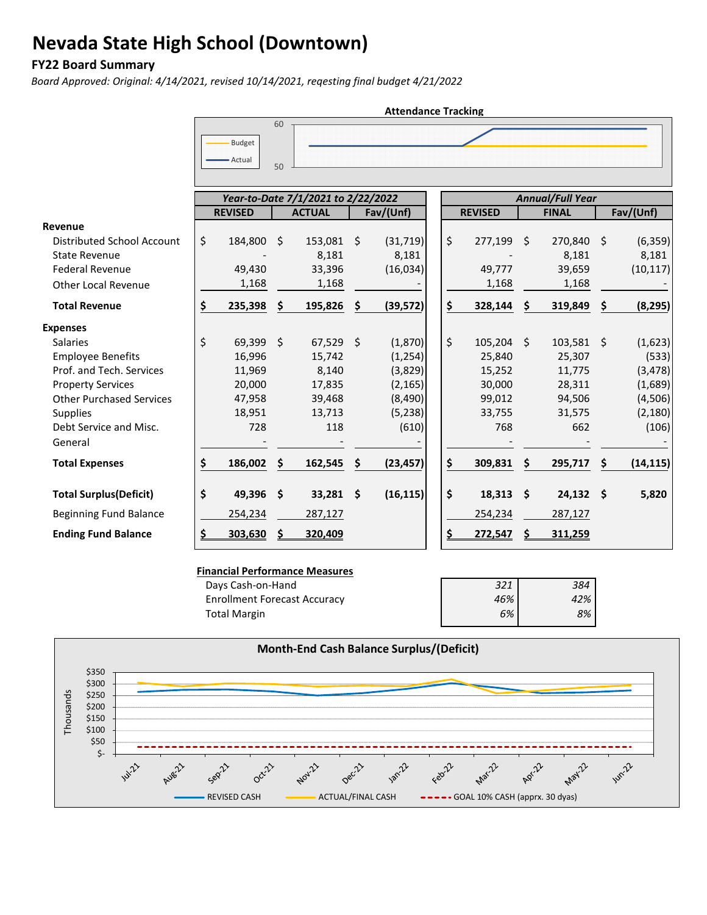# Nevada State High School (Downtown)

### FY22 Board Summary

*Board Approved: Original: 4/14/2021, revised 10/14/2021, reqesting final budget 4/21/2022*

**Attendance Tracking**

| | Year-to-Date 7/1/2021 to 2/22/2022 | | | Annual/Full Year | | |
|---|---|---|---|---|---|---|
| | **REVISED** | **ACTUAL** | **Fav/(Unf)** | **REVISED** | **FINAL** | **Fav/(Unf)** |
| **Revenue** | | | | | | |
| Distributed School Account | $ 184,800 | $ 153,081 | $ (31,719) | $ 277,199 | $ 270,840 | $ (6,359) |
| State Revenue | - | 8,181 | 8,181 | - | 8,181 | 8,181 |
| Federal Revenue | 49,430 | 33,396 | (16,034) | 49,777 | 39,659 | (10,117) |
| Other Local Revenue | 1,168 | 1,168 | - | 1,168 | 1,168 | - |
| **Total Revenue** | **$ 235,398** | **$ 195,826** | **$ (39,572)** | **$ 328,144** | **$ 319,849** | **$ (8,295)** |
| **Expenses** | | | | | | |
| Salaries | $ 69,399 | $ 67,529 | $ (1,870) | $ 105,204 | $ 103,581 | $ (1,623) |
| Employee Benefits | 16,996 | 15,742 | (1,254) | 25,840 | 25,307 | (533) |
| Prof. and Tech. Services | 11,969 | 8,140 | (3,829) | 15,252 | 11,775 | (3,478) |
| Property Services | 20,000 | 17,835 | (2,165) | 30,000 | 28,311 | (1,689) |
| Other Purchased Services | 47,958 | 39,468 | (8,490) | 99,012 | 94,506 | (4,506) |
| Supplies | 18,951 | 13,713 | (5,238) | 33,755 | 31,575 | (2,180) |
| Debt Service and Misc. | 728 | 118 | (610) | 768 | 662 | (106) |
| General | - | - | - | - | - | - |
| **Total Expenses** | **$ 186,002** | **$ 162,545** | **$ (23,457)** | **$ 309,831** | **$ 295,717** | **$ (14,115)** |
| **Total Surplus(Deficit)** | **$ 49,396** | **$ 33,281** | **$ (16,115)** | **$ 18,313** | **$ 24,132** | **$ 5,820** |
| Beginning Fund Balance | 254,234 | 287,127 | | 254,234 | 287,127 | |
| **Ending Fund Balance** | **$ 303,630** | **$ 320,409** | | **$ 272,547** | **$ 311,259** | |

**Financial Performance Measures**

| | | |
|---|---|---|
| Days Cash-on-Hand | *321* | *384* |
| Enrollment Forecast Accuracy | *46%* | *42%* |
| Total Margin | *6%* | *8%* |

**Month-End Cash Balance Surplus/(Deficit)**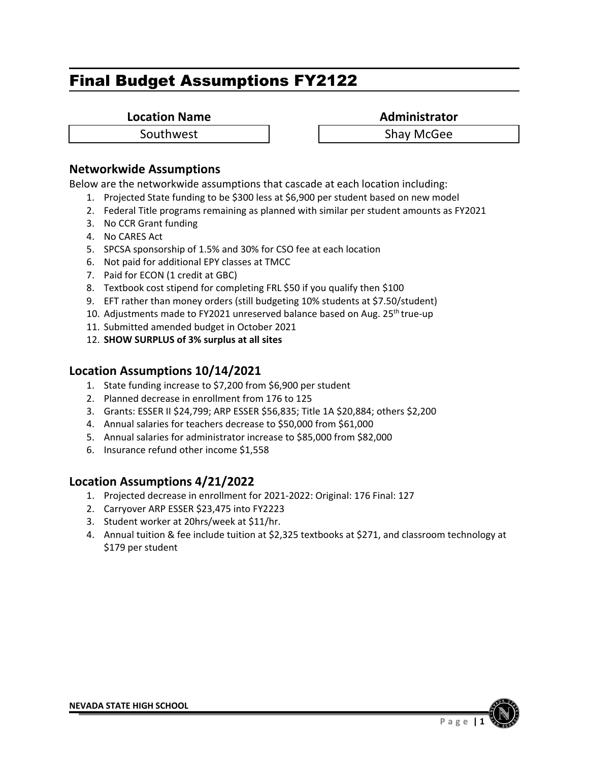# Final Budget Assumptions FY2122

| Location Name | Administrator |
| --- | --- |
| Southwest | Shay McGee |

## Networkwide Assumptions

Below are the networkwide assumptions that cascade at each location including:

1. Projected State funding to be $300 less at $6,900 per student based on new model
2. Federal Title programs remaining as planned with similar per student amounts as FY2021
3. No CCR Grant funding
4. No CARES Act
5. SPCSA sponsorship of 1.5% and 30% for CSO fee at each location
6. Not paid for additional EPY classes at TMCC
7. Paid for ECON (1 credit at GBC)
8. Textbook cost stipend for completing FRL $50 if you qualify then $100
9. EFT rather than money orders (still budgeting 10% students at $7.50/student)
10. Adjustments made to FY2021 unreserved balance based on Aug. 25th true-up
11. Submitted amended budget in October 2021
12. **SHOW SURPLUS of 3% surplus at all sites**

## Location Assumptions 10/14/2021

1. State funding increase to $7,200 from $6,900 per student
2. Planned decrease in enrollment from 176 to 125
3. Grants: ESSER II $24,799; ARP ESSER $56,835; Title 1A $20,884; others $2,200
4. Annual salaries for teachers decrease to $50,000 from $61,000
5. Annual salaries for administrator increase to $85,000 from $82,000
6. Insurance refund other income $1,558

## Location Assumptions 4/21/2022

1. Projected decrease in enrollment for 2021-2022: Original: 176 Final: 127
2. Carryover ARP ESSER $23,475 into FY2223
3. Student worker at 20hrs/week at $11/hr.
4. Annual tuition & fee include tuition at $2,325 textbooks at $271, and classroom technology at $179 per student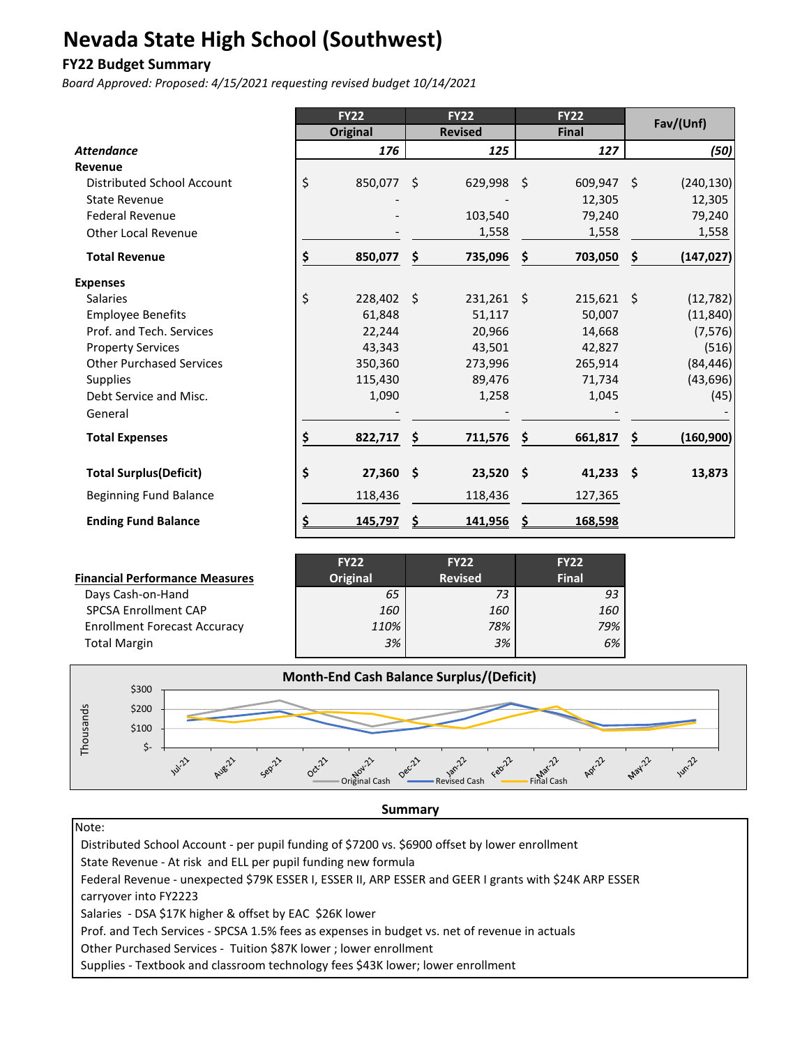# Nevada State High School (Southwest)

## FY22 Budget Summary

*Board Approved: Proposed: 4/15/2021 requesting revised budget 10/14/2021*

| | FY22 Original | FY22 Revised | FY22 Final | Fav/(Unf) |
|---|---|---|---|---|
| ***Attendance*** | *176* | *125* | *127* | *(50)* |
| **Revenue** | | | | |
| Distributed School Account | $ 850,077 | $ 629,998 | $ 609,947 | $ (240,130) |
| State Revenue | - | - | 12,305 | 12,305 |
| Federal Revenue | - | 103,540 | 79,240 | 79,240 |
| Other Local Revenue | - | 1,558 | 1,558 | 1,558 |
| **Total Revenue** | **$ 850,077** | **$ 735,096** | **$ 703,050** | **$ (147,027)** |
| **Expenses** | | | | |
| Salaries | $ 228,402 | $ 231,261 | $ 215,621 | $ (12,782) |
| Employee Benefits | 61,848 | 51,117 | 50,007 | (11,840) |
| Prof. and Tech. Services | 22,244 | 20,966 | 14,668 | (7,576) |
| Property Services | 43,343 | 43,501 | 42,827 | (516) |
| Other Purchased Services | 350,360 | 273,996 | 265,914 | (84,446) |
| Supplies | 115,430 | 89,476 | 71,734 | (43,696) |
| Debt Service and Misc. | 1,090 | 1,258 | 1,045 | (45) |
| General | - | - | - | - |
| **Total Expenses** | **$ 822,717** | **$ 711,576** | **$ 661,817** | **$ (160,900)** |
| **Total Surplus(Deficit)** | **$ 27,360** | **$ 23,520** | **$ 41,233** | **$ 13,873** |
| Beginning Fund Balance | 118,436 | 118,436 | 127,365 | |
| **Ending Fund Balance** | **$ 145,797** | **$ 141,956** | **$ 168,598** | |

| **Financial Performance Measures** | FY22 Original | FY22 Revised | FY22 Final |
|---|---|---|---|
| Days Cash-on-Hand | *65* | *73* | *93* |
| SPCSA Enrollment CAP | *160* | *160* | *160* |
| Enrollment Forecast Accuracy | *110%* | *78%* | *79%* |
| Total Margin | *3%* | *3%* | *6%* |

**Month-End Cash Balance Surplus/(Deficit)**

**Summary**

Note:

Distributed School Account - per pupil funding of $7200 vs. $6900 offset by lower enrollment

State Revenue - At risk and ELL per pupil funding new formula

Federal Revenue - unexpected $79K ESSER I, ESSER II, ARP ESSER and GEER I grants with $24K ARP ESSER carryover into FY2223

Salaries - DSA $17K higher & offset by EAC $26K lower

Prof. and Tech Services - SPCSA 1.5% fees as expenses in budget vs. net of revenue in actuals

Other Purchased Services - Tuition $87K lower ; lower enrollment

Supplies - Textbook and classroom technology fees $43K lower; lower enrollment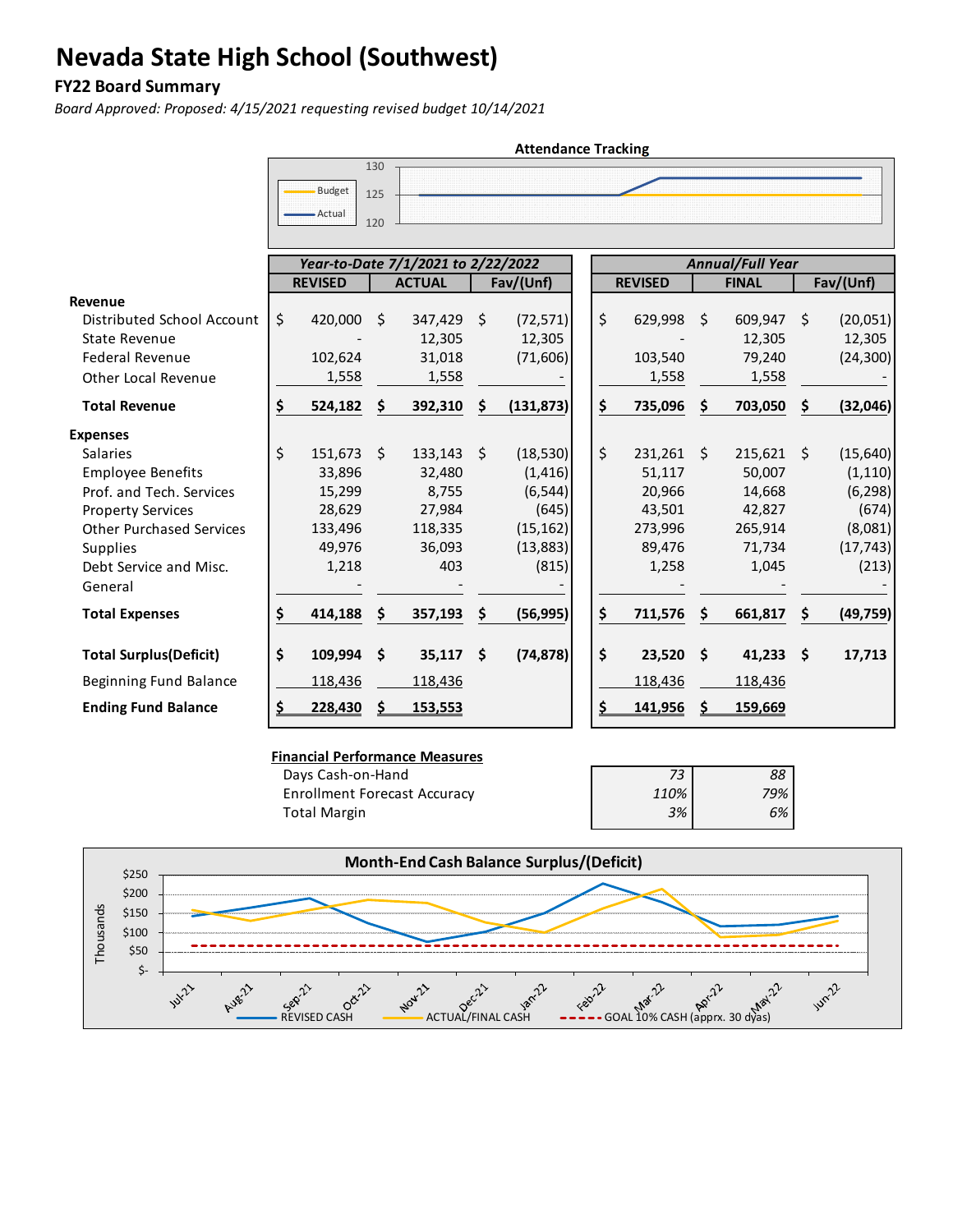# Nevada State High School (Southwest)

## FY22 Board Summary

*Board Approved: Proposed: 4/15/2021 requesting revised budget 10/14/2021*

**Attendance Tracking**

| | Year-to-Date 7/1/2021 to 2/22/2022 | | | Annual/Full Year | | |
|---|---|---|---|---|---|---|
| | REVISED | ACTUAL | Fav/(Unf) | REVISED | FINAL | Fav/(Unf) |
| **Revenue** | | | | | | |
| Distributed School Account | $ 420,000 | $ 347,429 | $ (72,571) | $ 629,998 | $ 609,947 | $ (20,051) |
| State Revenue | - | 12,305 | 12,305 | - | 12,305 | 12,305 |
| Federal Revenue | 102,624 | 31,018 | (71,606) | 103,540 | 79,240 | (24,300) |
| Other Local Revenue | 1,558 | 1,558 | - | 1,558 | 1,558 | - |
| **Total Revenue** | **$ 524,182** | **$ 392,310** | **$ (131,873)** | **$ 735,096** | **$ 703,050** | **$ (32,046)** |
| **Expenses** | | | | | | |
| Salaries | $ 151,673 | $ 133,143 | $ (18,530) | $ 231,261 | $ 215,621 | $ (15,640) |
| Employee Benefits | 33,896 | 32,480 | (1,416) | 51,117 | 50,007 | (1,110) |
| Prof. and Tech. Services | 15,299 | 8,755 | (6,544) | 20,966 | 14,668 | (6,298) |
| Property Services | 28,629 | 27,984 | (645) | 43,501 | 42,827 | (674) |
| Other Purchased Services | 133,496 | 118,335 | (15,162) | 273,996 | 265,914 | (8,081) |
| Supplies | 49,976 | 36,093 | (13,883) | 89,476 | 71,734 | (17,743) |
| Debt Service and Misc. | 1,218 | 403 | (815) | 1,258 | 1,045 | (213) |
| General | - | - | - | - | - | - |
| **Total Expenses** | **$ 414,188** | **$ 357,193** | **$ (56,995)** | **$ 711,576** | **$ 661,817** | **$ (49,759)** |
| **Total Surplus(Deficit)** | **$ 109,994** | **$ 35,117** | **$ (74,878)** | **$ 23,520** | **$ 41,233** | **$ 17,713** |
| Beginning Fund Balance | 118,436 | 118,436 | | 118,436 | 118,436 | |
| **Ending Fund Balance** | **$ 228,430** | **$ 153,553** | | **$ 141,956** | **$ 159,669** | |

**Financial Performance Measures**

| | | |
|---|---|---|
| Days Cash-on-Hand | *73* | *88* |
| Enrollment Forecast Accuracy | *110%* | *79%* |
| Total Margin | *3%* | *6%* |

**Month-End Cash Balance Surplus/(Deficit)**

REVISED CASH — ACTUAL/FINAL CASH — GOAL 10% CASH (apprx. 30 dyas)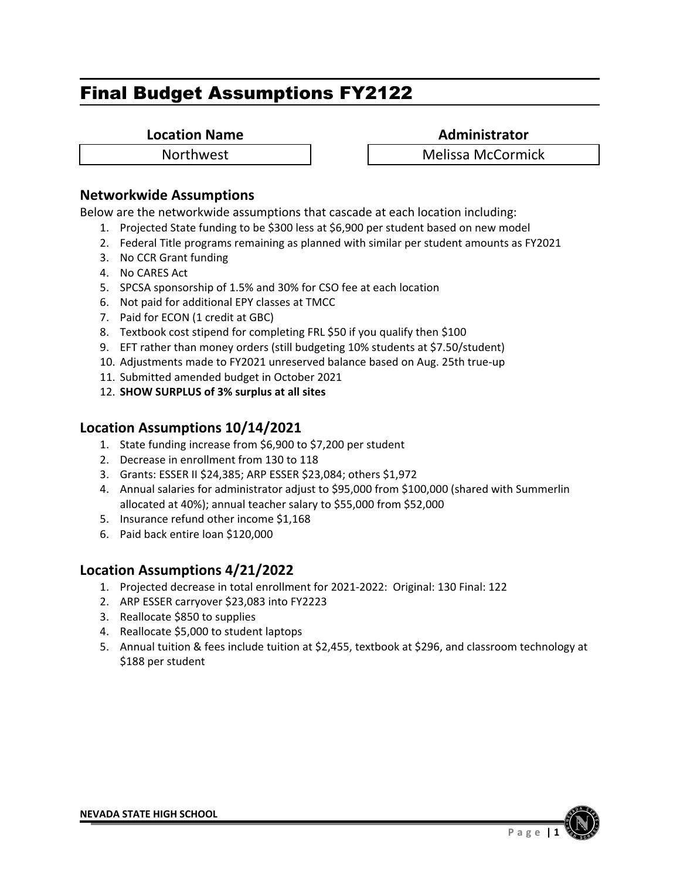# Final Budget Assumptions FY2122

| Location Name | Administrator |
| --- | --- |
| Northwest | Melissa McCormick |

## Networkwide Assumptions

Below are the networkwide assumptions that cascade at each location including:

1. Projected State funding to be $300 less at $6,900 per student based on new model
2. Federal Title programs remaining as planned with similar per student amounts as FY2021
3. No CCR Grant funding
4. No CARES Act
5. SPCSA sponsorship of 1.5% and 30% for CSO fee at each location
6. Not paid for additional EPY classes at TMCC
7. Paid for ECON (1 credit at GBC)
8. Textbook cost stipend for completing FRL $50 if you qualify then $100
9. EFT rather than money orders (still budgeting 10% students at $7.50/student)
10. Adjustments made to FY2021 unreserved balance based on Aug. 25th true-up
11. Submitted amended budget in October 2021
12. **SHOW SURPLUS of 3% surplus at all sites**

## Location Assumptions 10/14/2021

1. State funding increase from $6,900 to $7,200 per student
2. Decrease in enrollment from 130 to 118
3. Grants: ESSER II $24,385; ARP ESSER $23,084; others $1,972
4. Annual salaries for administrator adjust to $95,000 from $100,000 (shared with Summerlin allocated at 40%); annual teacher salary to $55,000 from $52,000
5. Insurance refund other income $1,168
6. Paid back entire loan $120,000

## Location Assumptions 4/21/2022

1. Projected decrease in total enrollment for 2021-2022: Original: 130 Final: 122
2. ARP ESSER carryover $23,083 into FY2223
3. Reallocate $850 to supplies
4. Reallocate $5,000 to student laptops
5. Annual tuition & fees include tuition at $2,455, textbook at $296, and classroom technology at $188 per student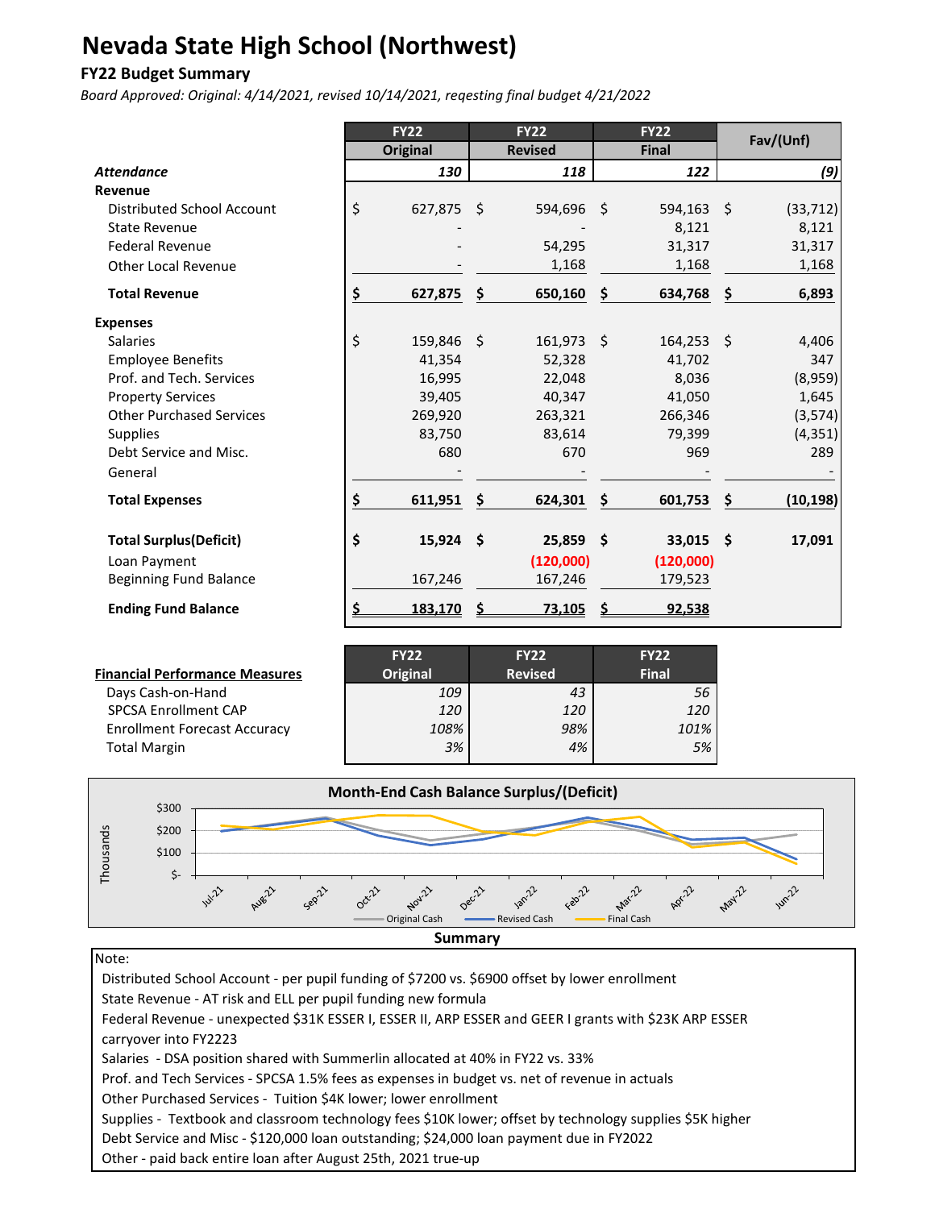# Nevada State High School (Northwest)

## FY22 Budget Summary

*Board Approved: Original: 4/14/2021, revised 10/14/2021, reqesting final budget 4/21/2022*

| | FY22 Original | FY22 Revised | FY22 Final | Fav/(Unf) |
|---|---|---|---|---|
| ***Attendance*** | *130* | *118* | *122* | *(9)* |
| **Revenue** | | | | |
| Distributed School Account | $ 627,875 | $ 594,696 | $ 594,163 | $ (33,712) |
| State Revenue | - | - | 8,121 | 8,121 |
| Federal Revenue | - | 54,295 | 31,317 | 31,317 |
| Other Local Revenue | - | 1,168 | 1,168 | 1,168 |
| **Total Revenue** | **$ 627,875** | **$ 650,160** | **$ 634,768** | **$ 6,893** |
| **Expenses** | | | | |
| Salaries | $ 159,846 | $ 161,973 | $ 164,253 | $ 4,406 |
| Employee Benefits | 41,354 | 52,328 | 41,702 | 347 |
| Prof. and Tech. Services | 16,995 | 22,048 | 8,036 | (8,959) |
| Property Services | 39,405 | 40,347 | 41,050 | 1,645 |
| Other Purchased Services | 269,920 | 263,321 | 266,346 | (3,574) |
| Supplies | 83,750 | 83,614 | 79,399 | (4,351) |
| Debt Service and Misc. | 680 | 670 | 969 | 289 |
| General | - | - | - | - |
| **Total Expenses** | **$ 611,951** | **$ 624,301** | **$ 601,753** | **$ (10,198)** |
| **Total Surplus(Deficit)** | **$ 15,924** | **$ 25,859** | **$ 33,015** | **$ 17,091** |
| Loan Payment | | (120,000) | (120,000) | |
| Beginning Fund Balance | 167,246 | 167,246 | 179,523 | |
| **Ending Fund Balance** | **$ 183,170** | **$ 73,105** | **$ 92,538** | |

| Financial Performance Measures | FY22 Original | FY22 Revised | FY22 Final |
|---|---|---|---|
| Days Cash-on-Hand | *109* | *43* | *56* |
| SPCSA Enrollment CAP | *120* | *120* | *120* |
| Enrollment Forecast Accuracy | *108%* | *98%* | *101%* |
| Total Margin | *3%* | *4%* | *5%* |

**Month-End Cash Balance Surplus/(Deficit)**

**Summary**

Note:

- Distributed School Account - per pupil funding of $7200 vs. $6900 offset by lower enrollment
- State Revenue - AT risk and ELL per pupil funding new formula
- Federal Revenue - unexpected $31K ESSER I, ESSER II, ARP ESSER and GEER I grants with $23K ARP ESSER carryover into FY2223
- Salaries - DSA position shared with Summerlin allocated at 40% in FY22 vs. 33%
- Prof. and Tech Services - SPCSA 1.5% fees as expenses in budget vs. net of revenue in actuals
- Other Purchased Services - Tuition $4K lower; lower enrollment
- Supplies - Textbook and classroom technology fees $10K lower; offset by technology supplies $5K higher
- Debt Service and Misc - $120,000 loan outstanding; $24,000 loan payment due in FY2022
- Other - paid back entire loan after August 25th, 2021 true-up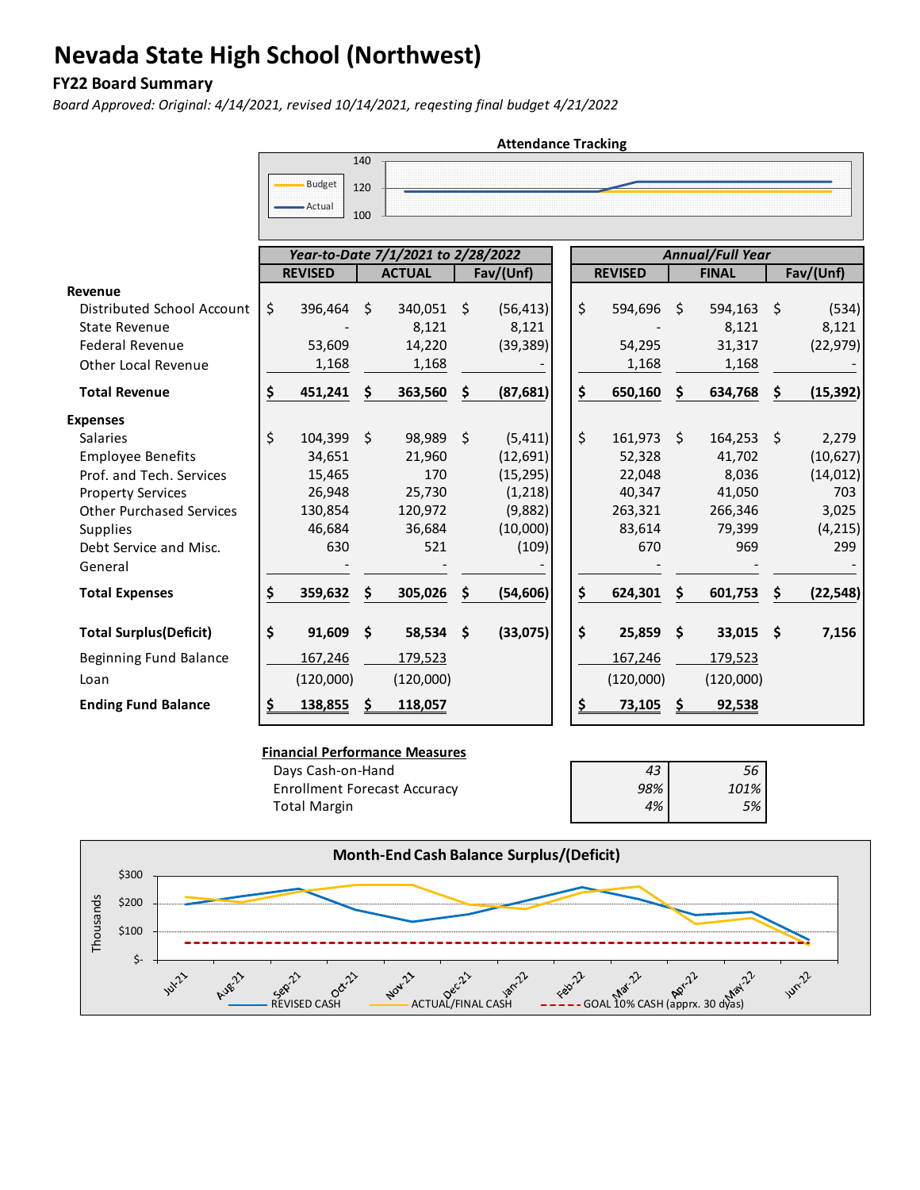# Nevada State High School (Northwest)

## FY22 Board Summary

*Board Approved: Original: 4/14/2021, revised 10/14/2021, reqesting final budget 4/21/2022*

**Attendance Tracking**

| | *Year-to-Date 7/1/2021 to 2/28/2022* | | | *Annual/Full Year* | | |
|---|---|---|---|---|---|---|
| | **REVISED** | **ACTUAL** | **Fav/(Unf)** | **REVISED** | **FINAL** | **Fav/(Unf)** |
| **Revenue** | | | | | | |
| Distributed School Account | $ 396,464 | $ 340,051 | $ (56,413) | $ 594,696 | $ 594,163 | $ (534) |
| State Revenue | - | 8,121 | 8,121 | - | 8,121 | 8,121 |
| Federal Revenue | 53,609 | 14,220 | (39,389) | 54,295 | 31,317 | (22,979) |
| Other Local Revenue | 1,168 | 1,168 | - | 1,168 | 1,168 | - |
| **Total Revenue** | **$ 451,241** | **$ 363,560** | **$ (87,681)** | **$ 650,160** | **$ 634,768** | **$ (15,392)** |
| **Expenses** | | | | | | |
| Salaries | $ 104,399 | $ 98,989 | $ (5,411) | $ 161,973 | $ 164,253 | $ 2,279 |
| Employee Benefits | 34,651 | 21,960 | (12,691) | 52,328 | 41,702 | (10,627) |
| Prof. and Tech. Services | 15,465 | 170 | (15,295) | 22,048 | 8,036 | (14,012) |
| Property Services | 26,948 | 25,730 | (1,218) | 40,347 | 41,050 | 703 |
| Other Purchased Services | 130,854 | 120,972 | (9,882) | 263,321 | 266,346 | 3,025 |
| Supplies | 46,684 | 36,684 | (10,000) | 83,614 | 79,399 | (4,215) |
| Debt Service and Misc. | 630 | 521 | (109) | 670 | 969 | 299 |
| General | - | - | - | - | - | - |
| **Total Expenses** | **$ 359,632** | **$ 305,026** | **$ (54,606)** | **$ 624,301** | **$ 601,753** | **$ (22,548)** |
| **Total Surplus(Deficit)** | **$ 91,609** | **$ 58,534** | **$ (33,075)** | **$ 25,859** | **$ 33,015** | **$ 7,156** |
| Beginning Fund Balance | 167,246 | 179,523 | | 167,246 | 179,523 | |
| Loan | (120,000) | (120,000) | | (120,000) | (120,000) | |
| **Ending Fund Balance** | **$ 138,855** | **$ 118,057** | | **$ 73,105** | **$ 92,538** | |

**Financial Performance Measures**

| | | |
|---|---|---|
| Days Cash-on-Hand | *43* | *56* |
| Enrollment Forecast Accuracy | *98%* | *101%* |
| Total Margin | *4%* | *5%* |

**Month-End Cash Balance Surplus/(Deficit)**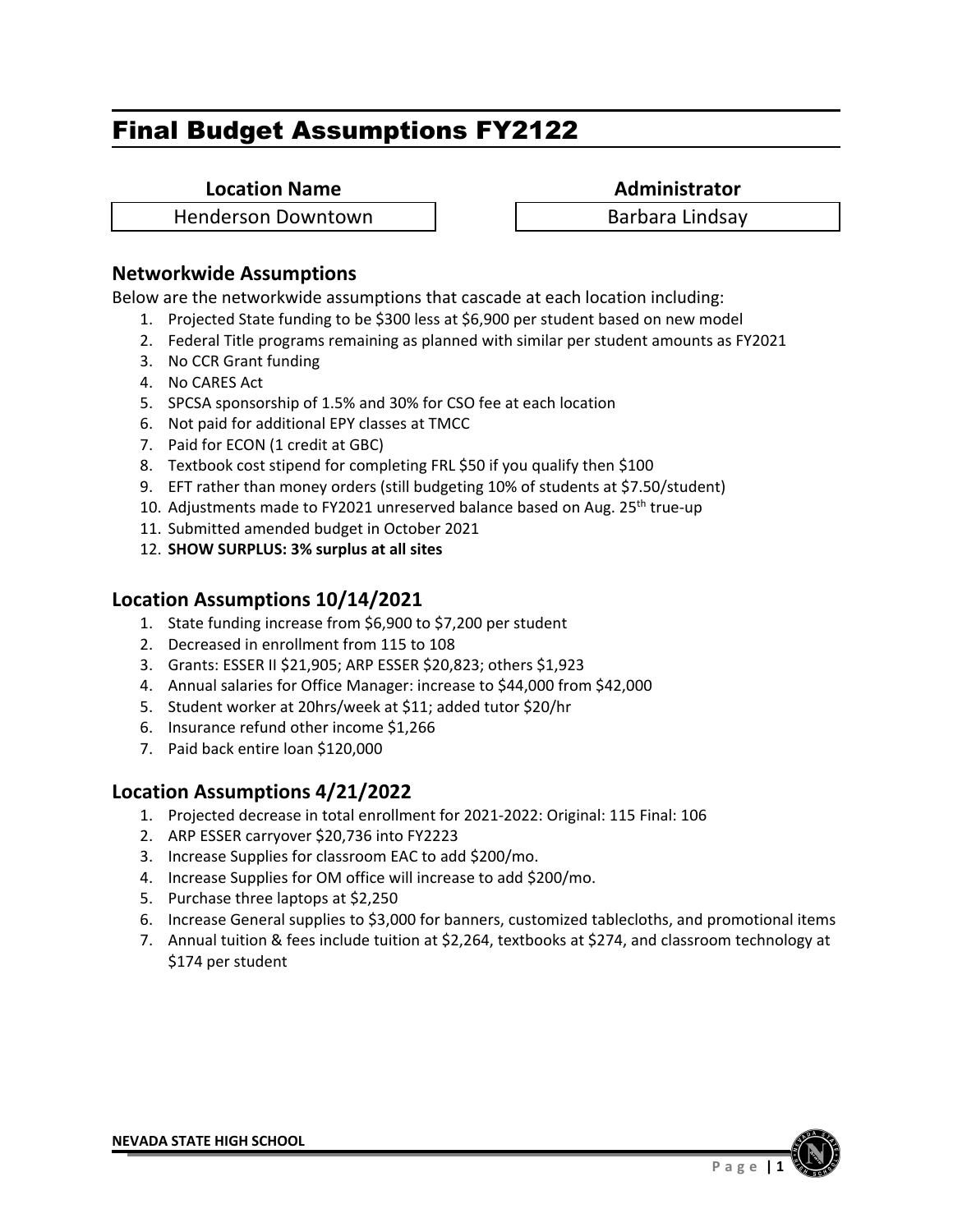# Final Budget Assumptions FY2122

| Location Name | Administrator |
| --- | --- |
| Henderson Downtown | Barbara Lindsay |

## Networkwide Assumptions

Below are the networkwide assumptions that cascade at each location including:

1. Projected State funding to be $300 less at $6,900 per student based on new model
2. Federal Title programs remaining as planned with similar per student amounts as FY2021
3. No CCR Grant funding
4. No CARES Act
5. SPCSA sponsorship of 1.5% and 30% for CSO fee at each location
6. Not paid for additional EPY classes at TMCC
7. Paid for ECON (1 credit at GBC)
8. Textbook cost stipend for completing FRL $50 if you qualify then $100
9. EFT rather than money orders (still budgeting 10% of students at $7.50/student)
10. Adjustments made to FY2021 unreserved balance based on Aug. 25th true-up
11. Submitted amended budget in October 2021
12. **SHOW SURPLUS: 3% surplus at all sites**

## Location Assumptions 10/14/2021

1. State funding increase from $6,900 to $7,200 per student
2. Decreased in enrollment from 115 to 108
3. Grants: ESSER II $21,905; ARP ESSER $20,823; others $1,923
4. Annual salaries for Office Manager: increase to $44,000 from $42,000
5. Student worker at 20hrs/week at $11; added tutor $20/hr
6. Insurance refund other income $1,266
7. Paid back entire loan $120,000

## Location Assumptions 4/21/2022

1. Projected decrease in total enrollment for 2021-2022: Original: 115 Final: 106
2. ARP ESSER carryover $20,736 into FY2223
3. Increase Supplies for classroom EAC to add $200/mo.
4. Increase Supplies for OM office will increase to add $200/mo.
5. Purchase three laptops at $2,250
6. Increase General supplies to $3,000 for banners, customized tablecloths, and promotional items
7. Annual tuition & fees include tuition at $2,264, textbooks at $274, and classroom technology at $174 per student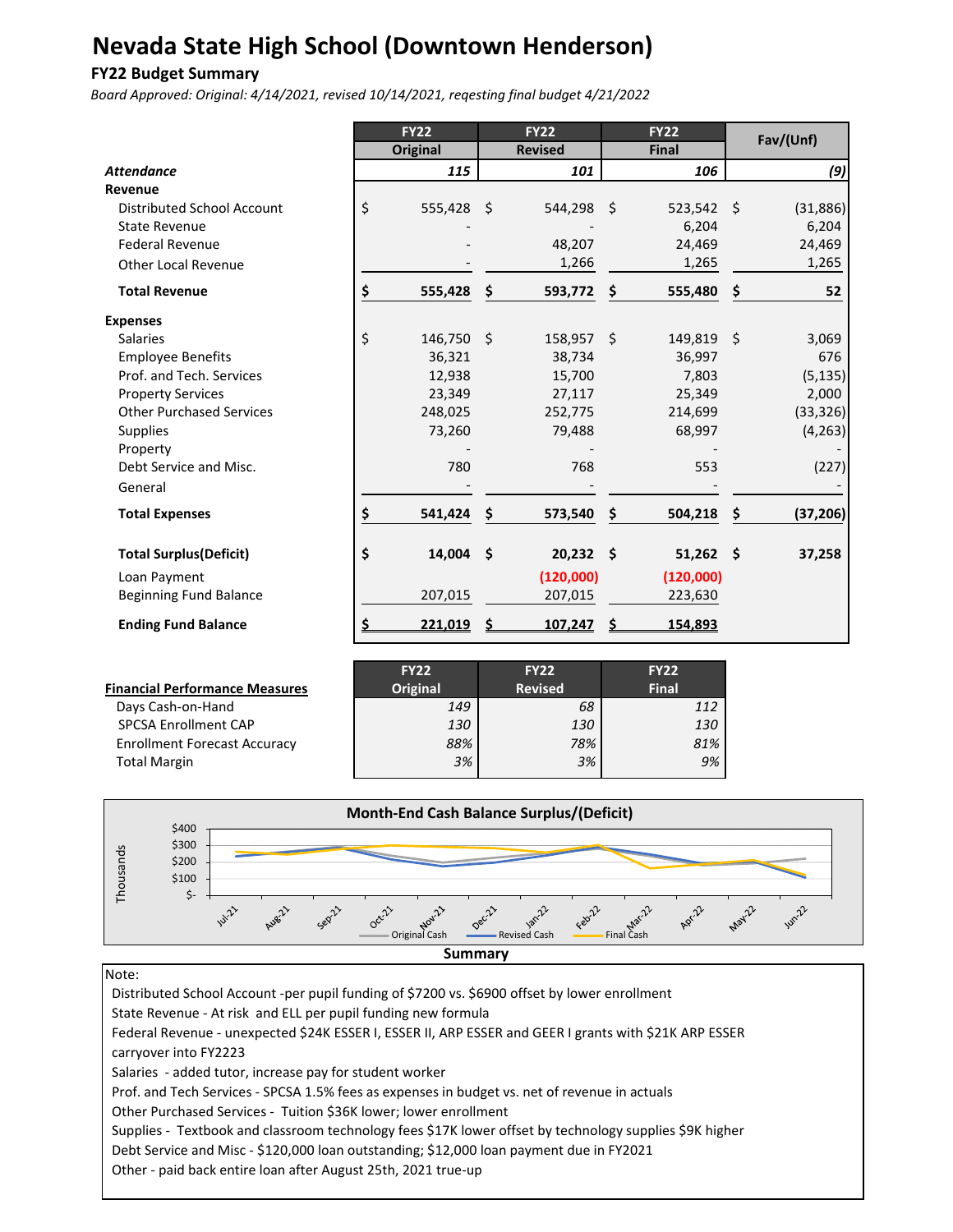# Nevada State High School (Downtown Henderson)

### FY22 Budget Summary

*Board Approved: Original: 4/14/2021, revised 10/14/2021, reqesting final budget 4/21/2022*

| | FY22 Original | FY22 Revised | FY22 Final | Fav/(Unf) |
|---|---|---|---|---|
| ***Attendance*** | *115* | *101* | *106* | *(9)* |
| **Revenue** | | | | |
| Distributed School Account | $ 555,428 | $ 544,298 | $ 523,542 | $ (31,886) |
| State Revenue | - | - | 6,204 | 6,204 |
| Federal Revenue | - | 48,207 | 24,469 | 24,469 |
| Other Local Revenue | - | 1,266 | 1,265 | 1,265 |
| **Total Revenue** | **$ 555,428** | **$ 593,772** | **$ 555,480** | **$ 52** |
| **Expenses** | | | | |
| Salaries | $ 146,750 | $ 158,957 | $ 149,819 | $ 3,069 |
| Employee Benefits | 36,321 | 38,734 | 36,997 | 676 |
| Prof. and Tech. Services | 12,938 | 15,700 | 7,803 | (5,135) |
| Property Services | 23,349 | 27,117 | 25,349 | 2,000 |
| Other Purchased Services | 248,025 | 252,775 | 214,699 | (33,326) |
| Supplies | 73,260 | 79,488 | 68,997 | (4,263) |
| Property | - | - | - | - |
| Debt Service and Misc. | 780 | 768 | 553 | (227) |
| General | - | - | - | - |
| **Total Expenses** | **$ 541,424** | **$ 573,540** | **$ 504,218** | **$ (37,206)** |
| **Total Surplus(Deficit)** | **$ 14,004** | **$ 20,232** | **$ 51,262** | **$ 37,258** |
| Loan Payment | | (120,000) | (120,000) | |
| Beginning Fund Balance | 207,015 | 207,015 | 223,630 | |
| **Ending Fund Balance** | **$ 221,019** | **$ 107,247** | **$ 154,893** | |

| **Financial Performance Measures** | FY22 Original | FY22 Revised | FY22 Final |
|---|---|---|---|
| Days Cash-on-Hand | *149* | *68* | *112* |
| SPCSA Enrollment CAP | *130* | *130* | *130* |
| Enrollment Forecast Accuracy | *88%* | *78%* | *81%* |
| Total Margin | *3%* | *3%* | *9%* |

**Month-End Cash Balance Surplus/(Deficit)**

**Summary**

Note:

Distributed School Account -per pupil funding of $7200 vs. $6900 offset by lower enrollment

State Revenue - At risk and ELL per pupil funding new formula

Federal Revenue - unexpected $24K ESSER I, ESSER II, ARP ESSER and GEER I grants with $21K ARP ESSER carryover into FY2223

Salaries - added tutor, increase pay for student worker

Prof. and Tech Services - SPCSA 1.5% fees as expenses in budget vs. net of revenue in actuals

Other Purchased Services - Tuition $36K lower; lower enrollment

Supplies - Textbook and classroom technology fees $17K lower offset by technology supplies $9K higher

Debt Service and Misc - $120,000 loan outstanding; $12,000 loan payment due in FY2021

Other - paid back entire loan after August 25th, 2021 true-up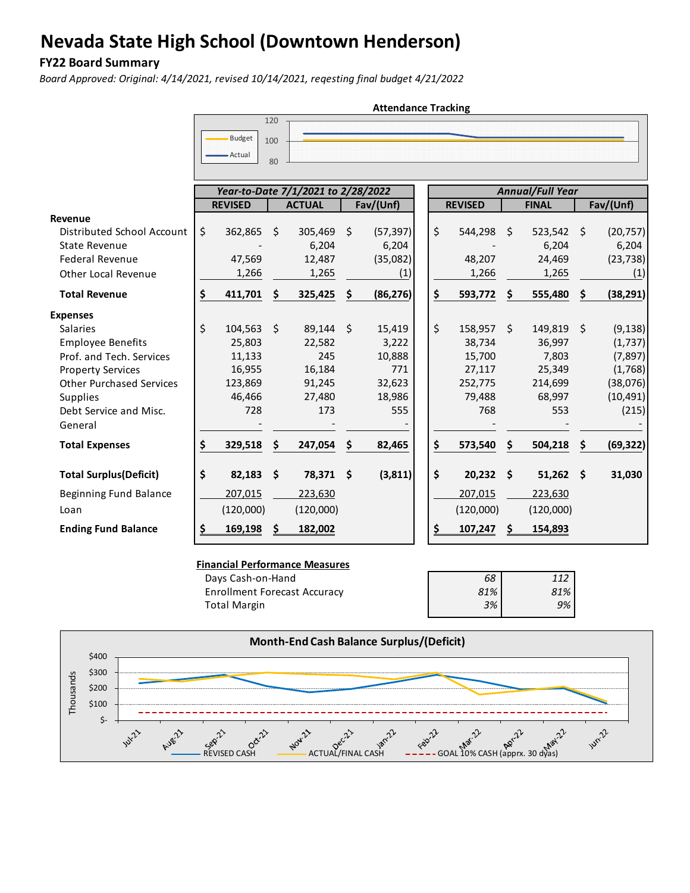# Nevada State High School (Downtown Henderson)

### FY22 Board Summary

*Board Approved: Original: 4/14/2021, revised 10/14/2021, reqesting final budget 4/21/2022*

**Attendance Tracking**

| | *Year-to-Date 7/1/2021 to 2/28/2022* | | | *Annual/Full Year* | | |
|---|---|---|---|---|---|---|
| | **REVISED** | **ACTUAL** | **Fav/(Unf)** | **REVISED** | **FINAL** | **Fav/(Unf)** |
| **Revenue** | | | | | | |
| Distributed School Account | $ 362,865 | $ 305,469 | $ (57,397) | $ 544,298 | $ 523,542 | $ (20,757) |
| State Revenue | - | 6,204 | 6,204 | - | 6,204 | 6,204 |
| Federal Revenue | 47,569 | 12,487 | (35,082) | 48,207 | 24,469 | (23,738) |
| Other Local Revenue | 1,266 | 1,265 | (1) | 1,266 | 1,265 | (1) |
| **Total Revenue** | **$ 411,701** | **$ 325,425** | **$ (86,276)** | **$ 593,772** | **$ 555,480** | **$ (38,291)** |
| **Expenses** | | | | | | |
| Salaries | $ 104,563 | $ 89,144 | $ 15,419 | $ 158,957 | $ 149,819 | $ (9,138) |
| Employee Benefits | 25,803 | 22,582 | 3,222 | 38,734 | 36,997 | (1,737) |
| Prof. and Tech. Services | 11,133 | 245 | 10,888 | 15,700 | 7,803 | (7,897) |
| Property Services | 16,955 | 16,184 | 771 | 27,117 | 25,349 | (1,768) |
| Other Purchased Services | 123,869 | 91,245 | 32,623 | 252,775 | 214,699 | (38,076) |
| Supplies | 46,466 | 27,480 | 18,986 | 79,488 | 68,997 | (10,491) |
| Debt Service and Misc. | 728 | 173 | 555 | 768 | 553 | (215) |
| General | - | - | - | - | - | - |
| **Total Expenses** | **$ 329,518** | **$ 247,054** | **$ 82,465** | **$ 573,540** | **$ 504,218** | **$ (69,322)** |
| **Total Surplus(Deficit)** | **$ 82,183** | **$ 78,371** | **$ (3,811)** | **$ 20,232** | **$ 51,262** | **$ 31,030** |
| Beginning Fund Balance | 207,015 | 223,630 | | 207,015 | 223,630 | |
| Loan | (120,000) | (120,000) | | (120,000) | (120,000) | |
| **Ending Fund Balance** | **$ 169,198** | **$ 182,002** | | **$ 107,247** | **$ 154,893** | |

**Financial Performance Measures**

| | | |
|---|---|---|
| Days Cash-on-Hand | *68* | *112* |
| Enrollment Forecast Accuracy | *81%* | *81%* |
| Total Margin | *3%* | *9%* |

**Month-End Cash Balance Surplus/(Deficit)**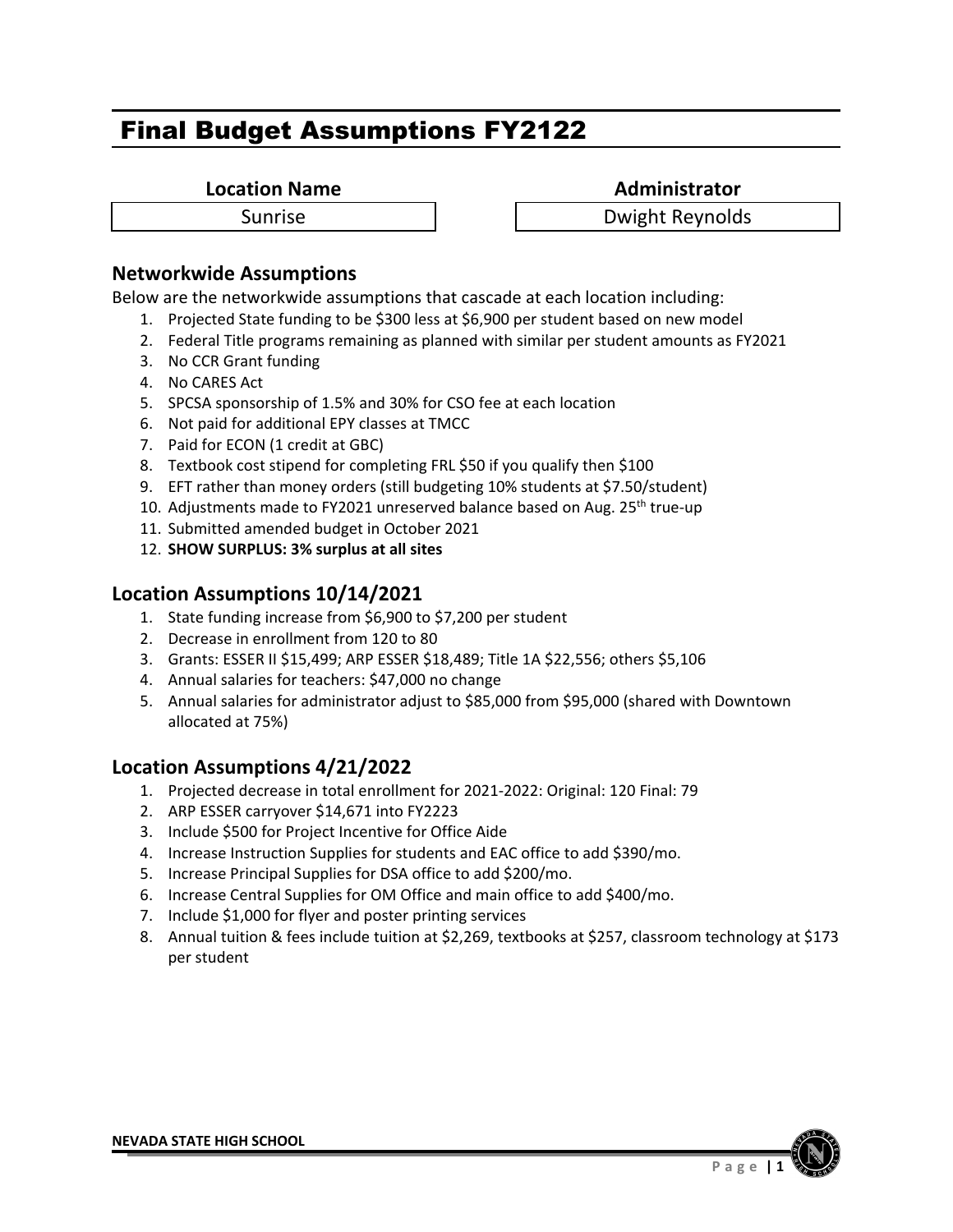# Final Budget Assumptions FY2122

| Location Name | Administrator |
| --- | --- |
| Sunrise | Dwight Reynolds |

## Networkwide Assumptions

Below are the networkwide assumptions that cascade at each location including:

1. Projected State funding to be $300 less at $6,900 per student based on new model
2. Federal Title programs remaining as planned with similar per student amounts as FY2021
3. No CCR Grant funding
4. No CARES Act
5. SPCSA sponsorship of 1.5% and 30% for CSO fee at each location
6. Not paid for additional EPY classes at TMCC
7. Paid for ECON (1 credit at GBC)
8. Textbook cost stipend for completing FRL $50 if you qualify then $100
9. EFT rather than money orders (still budgeting 10% students at $7.50/student)
10. Adjustments made to FY2021 unreserved balance based on Aug. 25th true-up
11. Submitted amended budget in October 2021
12. **SHOW SURPLUS: 3% surplus at all sites**

## Location Assumptions 10/14/2021

1. State funding increase from $6,900 to $7,200 per student
2. Decrease in enrollment from 120 to 80
3. Grants: ESSER II $15,499; ARP ESSER $18,489; Title 1A $22,556; others $5,106
4. Annual salaries for teachers: $47,000 no change
5. Annual salaries for administrator adjust to $85,000 from $95,000 (shared with Downtown allocated at 75%)

## Location Assumptions 4/21/2022

1. Projected decrease in total enrollment for 2021-2022: Original: 120 Final: 79
2. ARP ESSER carryover $14,671 into FY2223
3. Include $500 for Project Incentive for Office Aide
4. Increase Instruction Supplies for students and EAC office to add $390/mo.
5. Increase Principal Supplies for DSA office to add $200/mo.
6. Increase Central Supplies for OM Office and main office to add $400/mo.
7. Include $1,000 for flyer and poster printing services
8. Annual tuition & fees include tuition at $2,269, textbooks at $257, classroom technology at $173 per student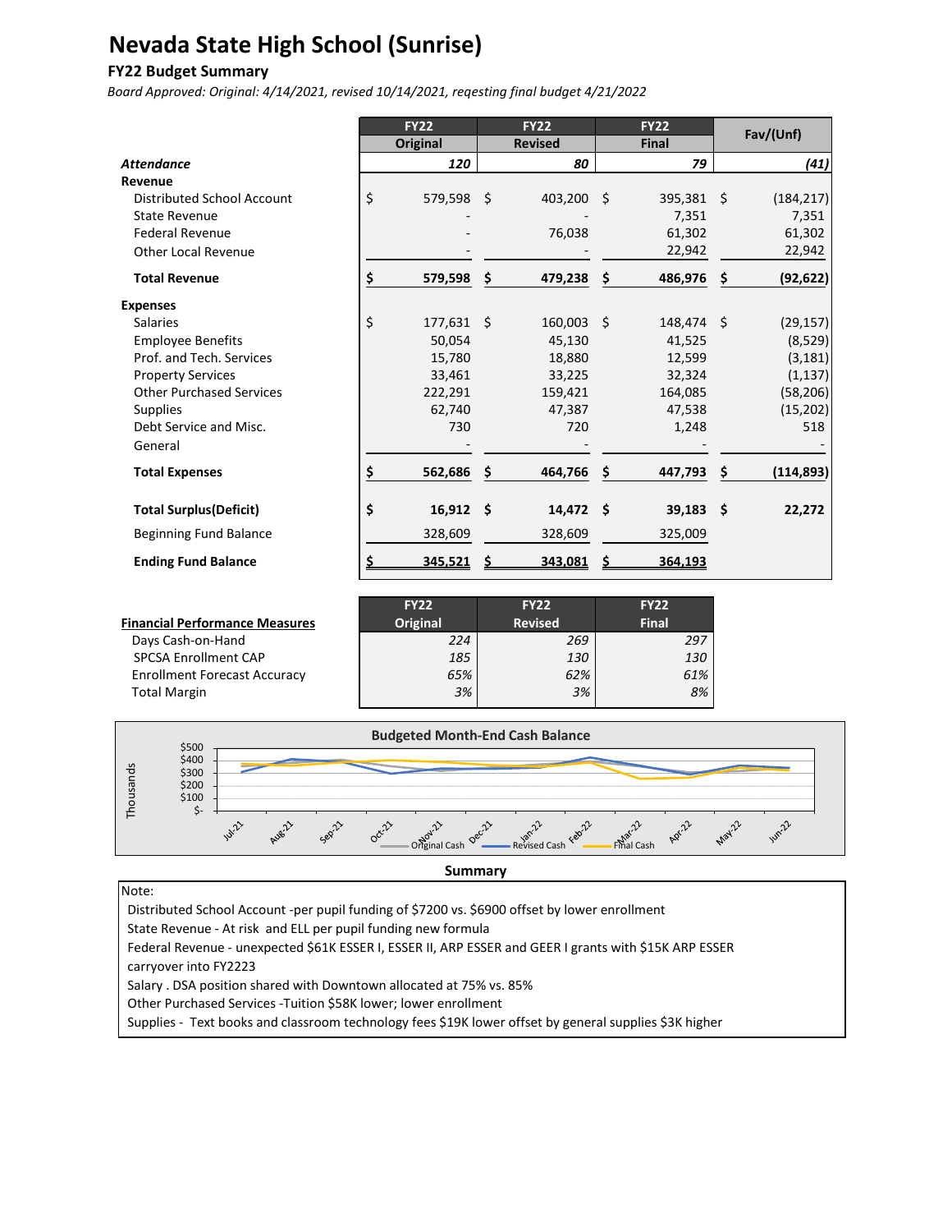# Nevada State High School (Sunrise)

## FY22 Budget Summary

*Board Approved: Original: 4/14/2021, revised 10/14/2021, reqesting final budget 4/21/2022*

| | FY22 Original | FY22 Revised | FY22 Final | Fav/(Unf) |
|---|---|---|---|---|
| ***Attendance*** | ***120*** | ***80*** | ***79*** | ***(41)*** |
| **Revenue** | | | | |
| Distributed School Account | $ 579,598 | $ 403,200 | $ 395,381 | $ (184,217) |
| State Revenue | - | - | 7,351 | 7,351 |
| Federal Revenue | - | 76,038 | 61,302 | 61,302 |
| Other Local Revenue | - | - | 22,942 | 22,942 |
| **Total Revenue** | **$ 579,598** | **$ 479,238** | **$ 486,976** | **$ (92,622)** |
| **Expenses** | | | | |
| Salaries | $ 177,631 | $ 160,003 | $ 148,474 | $ (29,157) |
| Employee Benefits | 50,054 | 45,130 | 41,525 | (8,529) |
| Prof. and Tech. Services | 15,780 | 18,880 | 12,599 | (3,181) |
| Property Services | 33,461 | 33,225 | 32,324 | (1,137) |
| Other Purchased Services | 222,291 | 159,421 | 164,085 | (58,206) |
| Supplies | 62,740 | 47,387 | 47,538 | (15,202) |
| Debt Service and Misc. | 730 | 720 | 1,248 | 518 |
| General | - | - | - | - |
| **Total Expenses** | **$ 562,686** | **$ 464,766** | **$ 447,793** | **$ (114,893)** |
| **Total Surplus(Deficit)** | **$ 16,912** | **$ 14,472** | **$ 39,183** | **$ 22,272** |
| Beginning Fund Balance | 328,609 | 328,609 | 325,009 | |
| **Ending Fund Balance** | **$ 345,521** | **$ 343,081** | **$ 364,193** | |

| **Financial Performance Measures** | FY22 Original | FY22 Revised | FY22 Final |
|---|---|---|---|
| Days Cash-on-Hand | *224* | *269* | *297* |
| SPCSA Enrollment CAP | *185* | *130* | *130* |
| Enrollment Forecast Accuracy | *65%* | *62%* | *61%* |
| Total Margin | *3%* | *3%* | *8%* |

**Budgeted Month-End Cash Balance**

(Thousands; Jul-21 through Jun-22; series: Original Cash, Revised Cash, Final Cash)

**Summary**

Note:

Distributed School Account -per pupil funding of $7200 vs. $6900 offset by lower enrollment

State Revenue - At risk and ELL per pupil funding new formula

Federal Revenue - unexpected $61K ESSER I, ESSER II, ARP ESSER and GEER I grants with $15K ARP ESSER carryover into FY2223

Salary . DSA position shared with Downtown allocated at 75% vs. 85%

Other Purchased Services -Tuition $58K lower; lower enrollment

Supplies - Text books and classroom technology fees $19K lower offset by general supplies $3K higher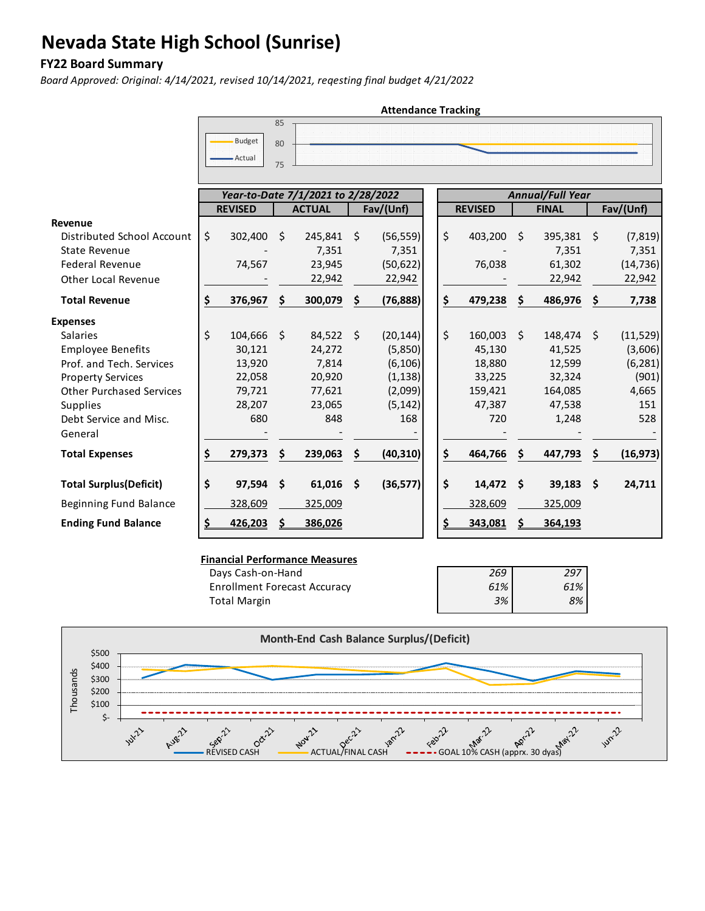# Nevada State High School (Sunrise)

## FY22 Board Summary

*Board Approved: Original: 4/14/2021, revised 10/14/2021, reqesting final budget 4/21/2022*

**Attendance Tracking**

| | *Year-to-Date 7/1/2021 to 2/28/2022* | | | *Annual/Full Year* | | |
|---|---|---|---|---|---|---|
| | **REVISED** | **ACTUAL** | **Fav/(Unf)** | **REVISED** | **FINAL** | **Fav/(Unf)** |
| **Revenue** | | | | | | |
| Distributed School Account | $ 302,400 | $ 245,841 | $ (56,559) | $ 403,200 | $ 395,381 | $ (7,819) |
| State Revenue | - | 7,351 | 7,351 | - | 7,351 | 7,351 |
| Federal Revenue | 74,567 | 23,945 | (50,622) | 76,038 | 61,302 | (14,736) |
| Other Local Revenue | - | 22,942 | 22,942 | - | 22,942 | 22,942 |
| **Total Revenue** | **$ 376,967** | **$ 300,079** | **$ (76,888)** | **$ 479,238** | **$ 486,976** | **$ 7,738** |
| **Expenses** | | | | | | |
| Salaries | $ 104,666 | $ 84,522 | $ (20,144) | $ 160,003 | $ 148,474 | $ (11,529) |
| Employee Benefits | 30,121 | 24,272 | (5,850) | 45,130 | 41,525 | (3,606) |
| Prof. and Tech. Services | 13,920 | 7,814 | (6,106) | 18,880 | 12,599 | (6,281) |
| Property Services | 22,058 | 20,920 | (1,138) | 33,225 | 32,324 | (901) |
| Other Purchased Services | 79,721 | 77,621 | (2,099) | 159,421 | 164,085 | 4,665 |
| Supplies | 28,207 | 23,065 | (5,142) | 47,387 | 47,538 | 151 |
| Debt Service and Misc. | 680 | 848 | 168 | 720 | 1,248 | 528 |
| General | - | - | - | - | - | - |
| **Total Expenses** | **$ 279,373** | **$ 239,063** | **$ (40,310)** | **$ 464,766** | **$ 447,793** | **$ (16,973)** |
| **Total Surplus(Deficit)** | **$ 97,594** | **$ 61,016** | **$ (36,577)** | **$ 14,472** | **$ 39,183** | **$ 24,711** |
| Beginning Fund Balance | 328,609 | 325,009 | | 328,609 | 325,009 | |
| **Ending Fund Balance** | **$ 426,203** | **$ 386,026** | | **$ 343,081** | **$ 364,193** | |

**Financial Performance Measures**

| | | |
|---|---|---|
| Days Cash-on-Hand | *269* | *297* |
| Enrollment Forecast Accuracy | *61%* | *61%* |
| Total Margin | *3%* | *8%* |

**Month-End Cash Balance Surplus/(Deficit)**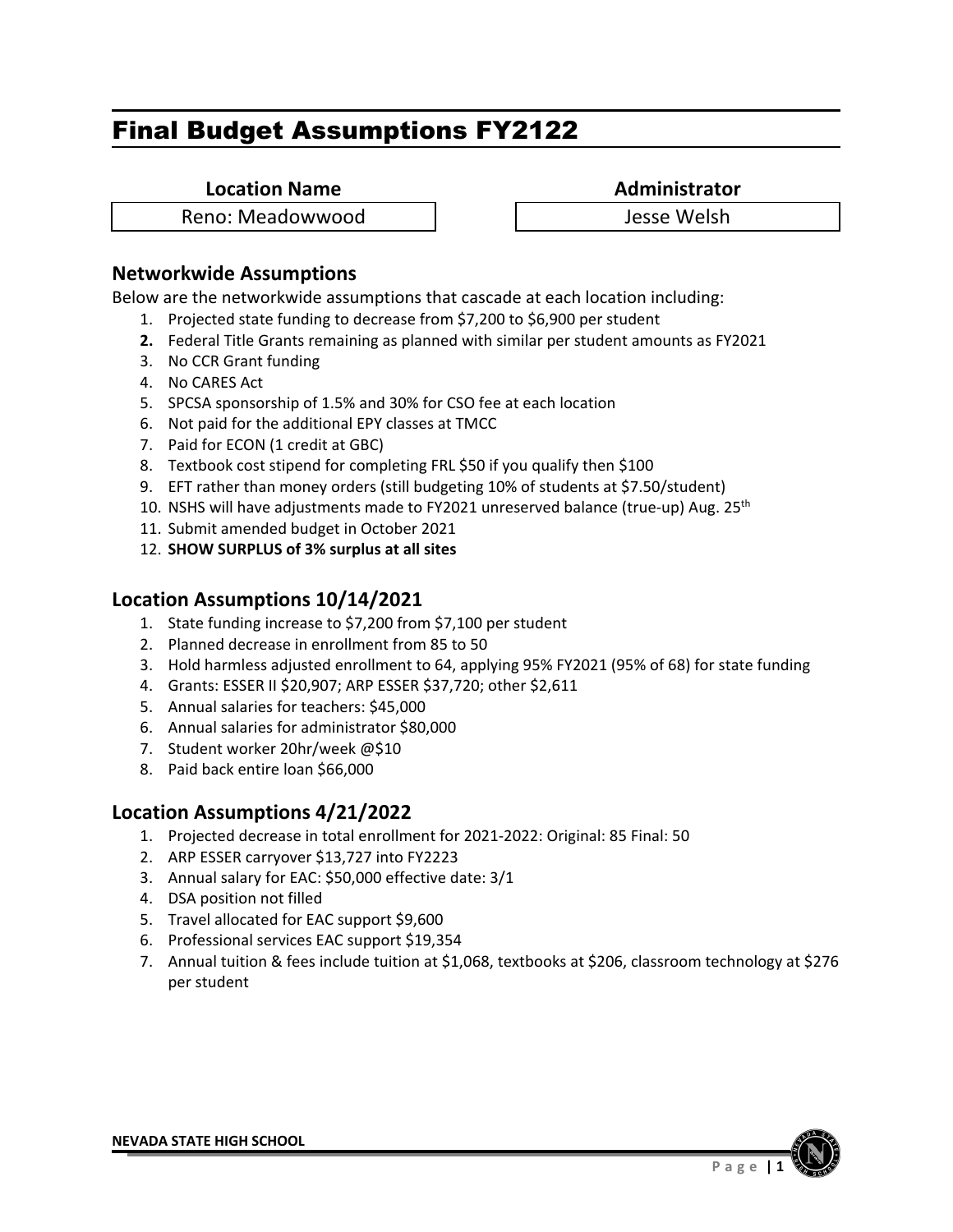# Final Budget Assumptions FY2122

| Location Name | Administrator |
| --- | --- |
| Reno: Meadowwood | Jesse Welsh |

## Networkwide Assumptions

Below are the networkwide assumptions that cascade at each location including:

1. Projected state funding to decrease from $7,200 to $6,900 per student
2. Federal Title Grants remaining as planned with similar per student amounts as FY2021
3. No CCR Grant funding
4. No CARES Act
5. SPCSA sponsorship of 1.5% and 30% for CSO fee at each location
6. Not paid for the additional EPY classes at TMCC
7. Paid for ECON (1 credit at GBC)
8. Textbook cost stipend for completing FRL $50 if you qualify then $100
9. EFT rather than money orders (still budgeting 10% of students at $7.50/student)
10. NSHS will have adjustments made to FY2021 unreserved balance (true-up) Aug. 25th
11. Submit amended budget in October 2021
12. **SHOW SURPLUS of 3% surplus at all sites**

## Location Assumptions 10/14/2021

1. State funding increase to $7,200 from $7,100 per student
2. Planned decrease in enrollment from 85 to 50
3. Hold harmless adjusted enrollment to 64, applying 95% FY2021 (95% of 68) for state funding
4. Grants: ESSER II $20,907; ARP ESSER $37,720; other $2,611
5. Annual salaries for teachers: $45,000
6. Annual salaries for administrator $80,000
7. Student worker 20hr/week @$10
8. Paid back entire loan $66,000

## Location Assumptions 4/21/2022

1. Projected decrease in total enrollment for 2021-2022: Original: 85 Final: 50
2. ARP ESSER carryover $13,727 into FY2223
3. Annual salary for EAC: $50,000 effective date: 3/1
4. DSA position not filled
5. Travel allocated for EAC support $9,600
6. Professional services EAC support $19,354
7. Annual tuition & fees include tuition at $1,068, textbooks at $206, classroom technology at $276 per student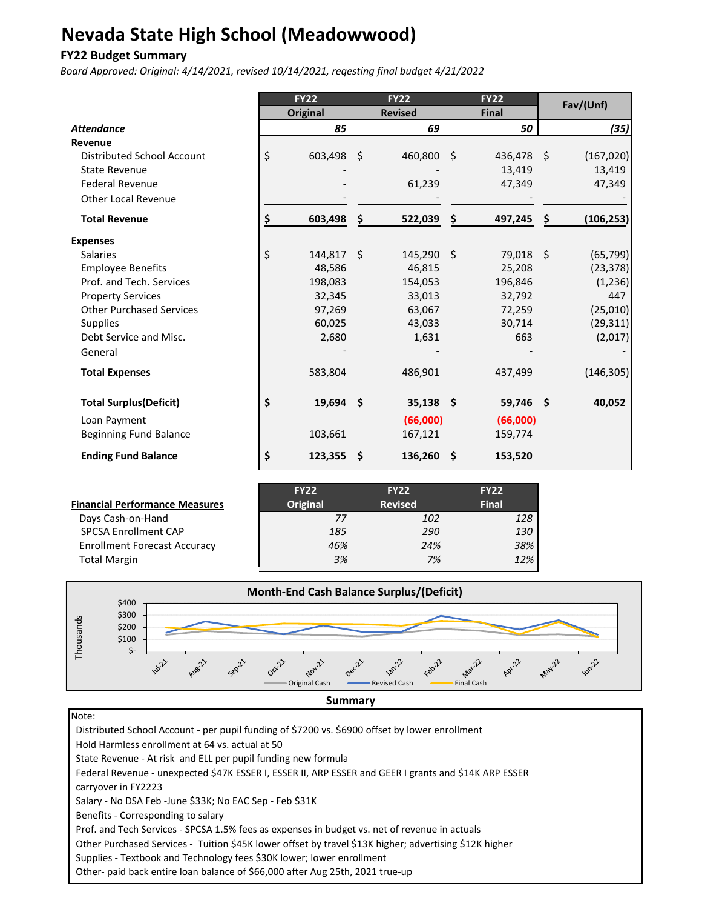# Nevada State High School (Meadowwood)

## FY22 Budget Summary

*Board Approved: Original: 4/14/2021, revised 10/14/2021, reqesting final budget 4/21/2022*

| | FY22 Original | FY22 Revised | FY22 Final | Fav/(Unf) |
|---|---|---|---|---|
| ***Attendance*** | *85* | *69* | *50* | *(35)* |
| **Revenue** | | | | |
| Distributed School Account | $ 603,498 | $ 460,800 | $ 436,478 | $ (167,020) |
| State Revenue | - | - | 13,419 | 13,419 |
| Federal Revenue | - | 61,239 | 47,349 | 47,349 |
| Other Local Revenue | - | - | - | - |
| **Total Revenue** | **$ 603,498** | **$ 522,039** | **$ 497,245** | **$ (106,253)** |
| **Expenses** | | | | |
| Salaries | $ 144,817 | $ 145,290 | $ 79,018 | $ (65,799) |
| Employee Benefits | 48,586 | 46,815 | 25,208 | (23,378) |
| Prof. and Tech. Services | 198,083 | 154,053 | 196,846 | (1,236) |
| Property Services | 32,345 | 33,013 | 32,792 | 447 |
| Other Purchased Services | 97,269 | 63,067 | 72,259 | (25,010) |
| Supplies | 60,025 | 43,033 | 30,714 | (29,311) |
| Debt Service and Misc. | 2,680 | 1,631 | 663 | (2,017) |
| General | - | - | - | - |
| **Total Expenses** | 583,804 | 486,901 | 437,499 | (146,305) |
| **Total Surplus(Deficit)** | **$ 19,694** | **$ 35,138** | **$ 59,746** | **$ 40,052** |
| Loan Payment | | **(66,000)** | **(66,000)** | |
| Beginning Fund Balance | 103,661 | 167,121 | 159,774 | |
| **Ending Fund Balance** | **$ 123,355** | **$ 136,260** | **$ 153,520** | |

| **Financial Performance Measures** | FY22 Original | FY22 Revised | FY22 Final |
|---|---|---|---|
| Days Cash-on-Hand | *77* | *102* | *128* |
| SPCSA Enrollment CAP | *185* | *290* | *130* |
| Enrollment Forecast Accuracy | *46%* | *24%* | *38%* |
| Total Margin | *3%* | *7%* | *12%* |

**Month-End Cash Balance Surplus/(Deficit)**

Thousands: $400, $300, $200, $100, $-

Jul-21, Aug-21, Sep-21, Oct-21, Nov-21, Dec-21, Jan-22, Feb-22, Mar-22, Apr-22, May-22, Jun-22

Original Cash, Revised Cash, Final Cash

**Summary**

Note:

Distributed School Account - per pupil funding of $7200 vs. $6900 offset by lower enrollment

Hold Harmless enrollment at 64 vs. actual at 50

State Revenue - At risk and ELL per pupil funding new formula

Federal Revenue - unexpected $47K ESSER I, ESSER II, ARP ESSER and GEER I grants and $14K ARP ESSER carryover in FY2223

Salary - No DSA Feb -June $33K; No EAC Sep - Feb $31K

Benefits - Corresponding to salary

Prof. and Tech Services - SPCSA 1.5% fees as expenses in budget vs. net of revenue in actuals

Other Purchased Services - Tuition $45K lower offset by travel $13K higher; advertising $12K higher

Supplies - Textbook and Technology fees $30K lower; lower enrollment

Other- paid back entire loan balance of $66,000 after Aug 25th, 2021 true-up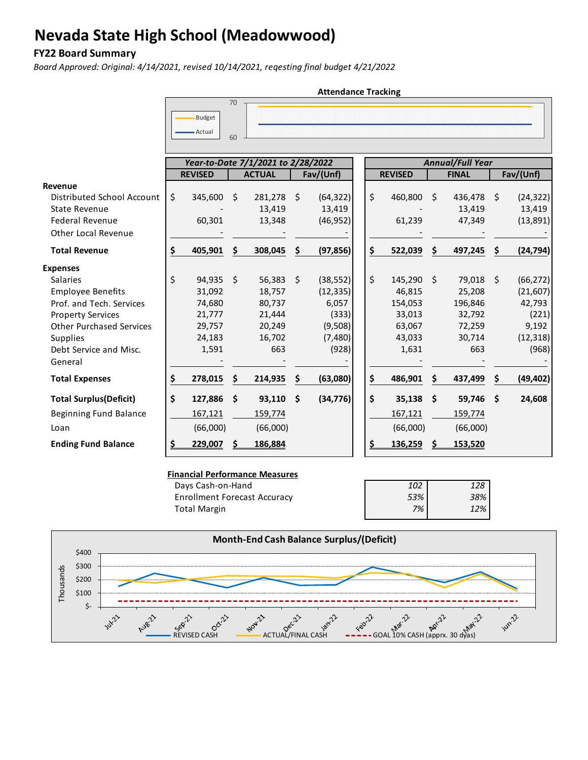# Nevada State High School (Meadowwood)

## FY22 Board Summary

*Board Approved: Original: 4/14/2021, revised 10/14/2021, reqesting final budget 4/21/2022*

**Attendance Tracking**

70

60

Budget

Actual

| | Year-to-Date 7/1/2021 to 2/28/2022 | | | Annual/Full Year | | |
|---|---|---|---|---|---|---|
| | REVISED | ACTUAL | Fav/(Unf) | REVISED | FINAL | Fav/(Unf) |
| **Revenue** | | | | | | |
| Distributed School Account | $ 345,600 | $ 281,278 | $ (64,322) | $ 460,800 | $ 436,478 | $ (24,322) |
| State Revenue | - | 13,419 | 13,419 | - | 13,419 | 13,419 |
| Federal Revenue | 60,301 | 13,348 | (46,952) | 61,239 | 47,349 | (13,891) |
| Other Local Revenue | - | - | - | - | - | - |
| **Total Revenue** | **$ 405,901** | **$ 308,045** | **$ (97,856)** | **$ 522,039** | **$ 497,245** | **$ (24,794)** |
| **Expenses** | | | | | | |
| Salaries | $ 94,935 | $ 56,383 | $ (38,552) | $ 145,290 | $ 79,018 | $ (66,272) |
| Employee Benefits | 31,092 | 18,757 | (12,335) | 46,815 | 25,208 | (21,607) |
| Prof. and Tech. Services | 74,680 | 80,737 | 6,057 | 154,053 | 196,846 | 42,793 |
| Property Services | 21,777 | 21,444 | (333) | 33,013 | 32,792 | (221) |
| Other Purchased Services | 29,757 | 20,249 | (9,508) | 63,067 | 72,259 | 9,192 |
| Supplies | 24,183 | 16,702 | (7,480) | 43,033 | 30,714 | (12,318) |
| Debt Service and Misc. | 1,591 | 663 | (928) | 1,631 | 663 | (968) |
| General | - | - | - | - | - | - |
| **Total Expenses** | **$ 278,015** | **$ 214,935** | **$ (63,080)** | **$ 486,901** | **$ 437,499** | **$ (49,402)** |
| **Total Surplus(Deficit)** | **$ 127,886** | **$ 93,110** | **$ (34,776)** | **$ 35,138** | **$ 59,746** | **$ 24,608** |
| Beginning Fund Balance | 167,121 | 159,774 | | 167,121 | 159,774 | |
| Loan | (66,000) | (66,000) | | (66,000) | (66,000) | |
| **Ending Fund Balance** | **$ 229,007** | **$ 186,884** | | **$ 136,259** | **$ 153,520** | |

**Financial Performance Measures**

| | | |
|---|---|---|
| Days Cash-on-Hand | *102* | *128* |
| Enrollment Forecast Accuracy | *53%* | *38%* |
| Total Margin | *7%* | *12%* |

**Month-End Cash Balance Surplus/(Deficit)**

Thousands

$400
$300
$200
$100
$-

Jul-21 Aug-21 Sep-21 Oct-21 Nov-21 Dec-21 Jan-22 Feb-22 Mar-22 Apr-22 May-22 Jun-22

REVISED CASH    ACTUAL/FINAL CASH    GOAL 10% CASH (apprx. 30 dyas)